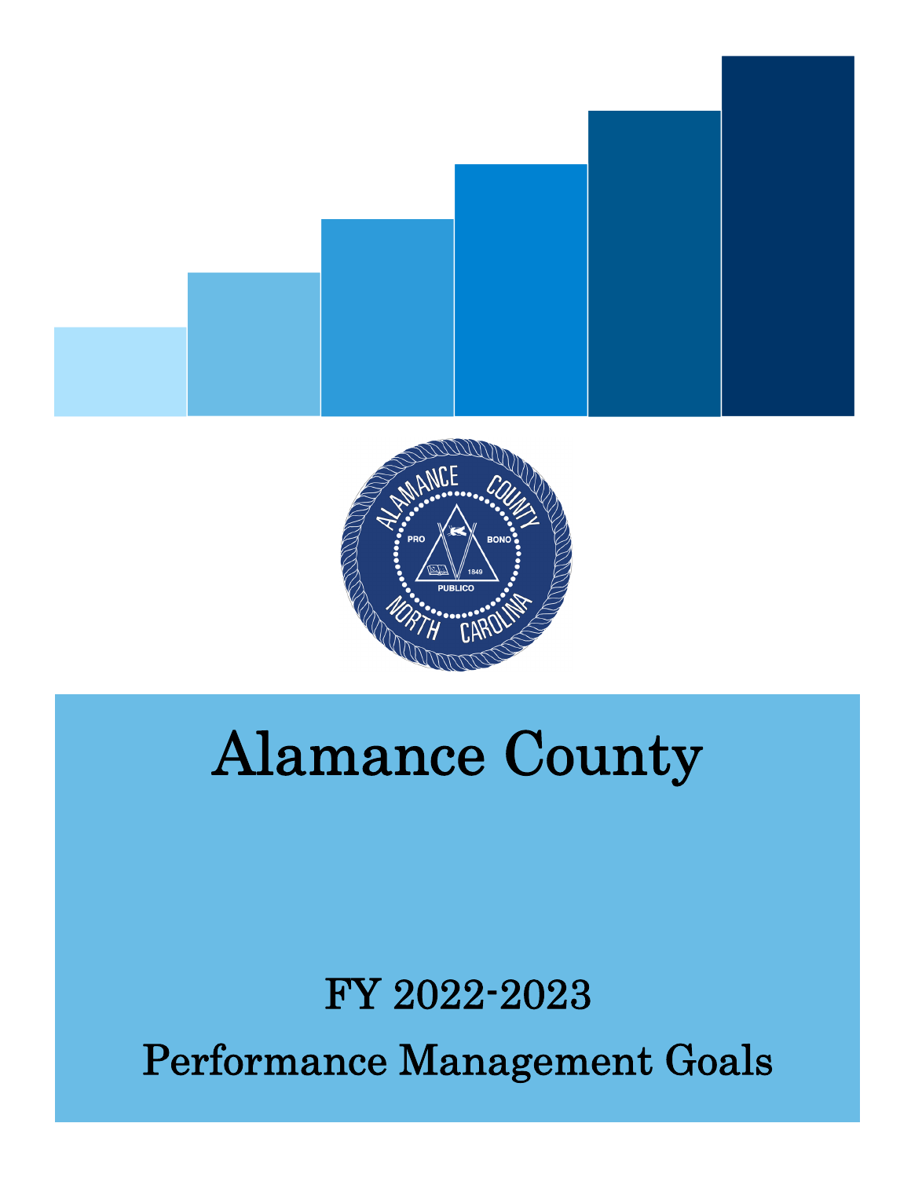# Alamance County

## FY 2022-2023

## Performance Management Goals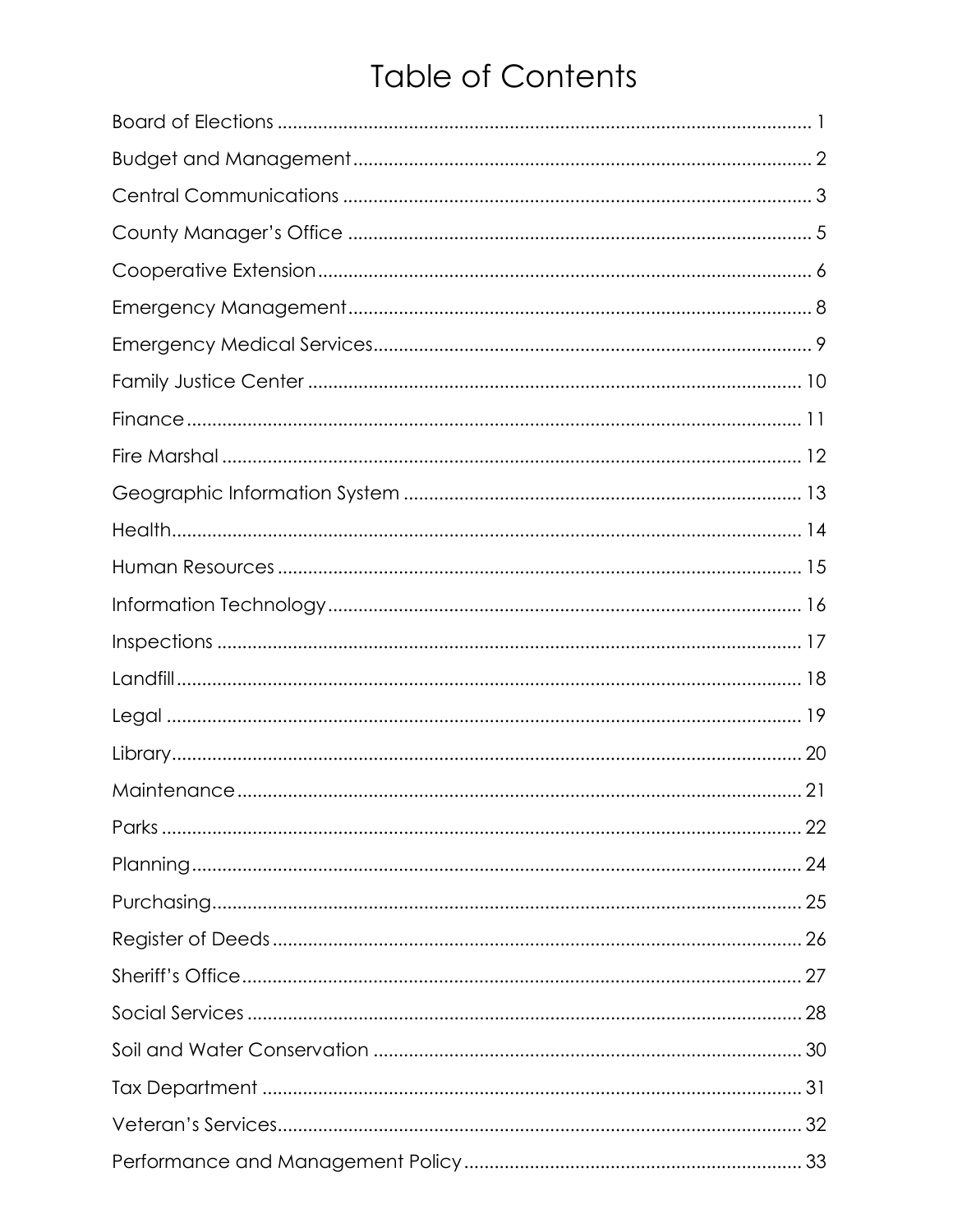# Table of Contents

| | |
|---|---|
| Board of Elections | 1 |
| Budget and Management | 2 |
| Central Communications | 3 |
| County Manager's Office | 5 |
| Cooperative Extension | 6 |
| Emergency Management | 8 |
| Emergency Medical Services | 9 |
| Family Justice Center | 10 |
| Finance | 11 |
| Fire Marshal | 12 |
| Geographic Information System | 13 |
| Health | 14 |
| Human Resources | 15 |
| Information Technology | 16 |
| Inspections | 17 |
| Landfill | 18 |
| Legal | 19 |
| Library | 20 |
| Maintenance | 21 |
| Parks | 22 |
| Planning | 24 |
| Purchasing | 25 |
| Register of Deeds | 26 |
| Sheriff's Office | 27 |
| Social Services | 28 |
| Soil and Water Conservation | 30 |
| Tax Department | 31 |
| Veteran's Services | 32 |
| Performance and Management Policy | 33 |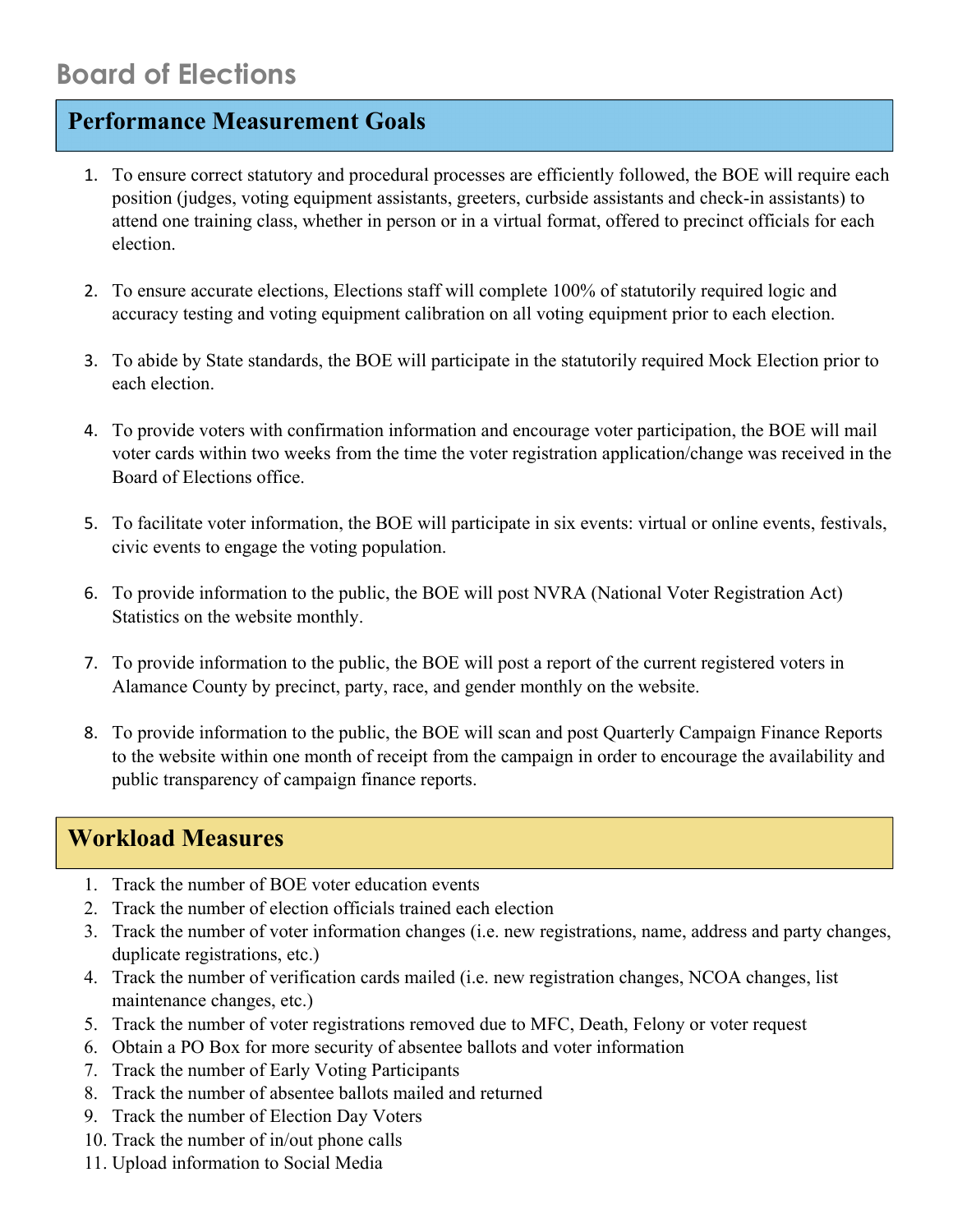# Board of Elections

## Performance Measurement Goals

1. To ensure correct statutory and procedural processes are efficiently followed, the BOE will require each position (judges, voting equipment assistants, greeters, curbside assistants and check-in assistants) to attend one training class, whether in person or in a virtual format, offered to precinct officials for each election.

2. To ensure accurate elections, Elections staff will complete 100% of statutorily required logic and accuracy testing and voting equipment calibration on all voting equipment prior to each election.

3. To abide by State standards, the BOE will participate in the statutorily required Mock Election prior to each election.

4. To provide voters with confirmation information and encourage voter participation, the BOE will mail voter cards within two weeks from the time the voter registration application/change was received in the Board of Elections office.

5. To facilitate voter information, the BOE will participate in six events: virtual or online events, festivals, civic events to engage the voting population.

6. To provide information to the public, the BOE will post NVRA (National Voter Registration Act) Statistics on the website monthly.

7. To provide information to the public, the BOE will post a report of the current registered voters in Alamance County by precinct, party, race, and gender monthly on the website.

8. To provide information to the public, the BOE will scan and post Quarterly Campaign Finance Reports to the website within one month of receipt from the campaign in order to encourage the availability and public transparency of campaign finance reports.

## Workload Measures

1. Track the number of BOE voter education events
2. Track the number of election officials trained each election
3. Track the number of voter information changes (i.e. new registrations, name, address and party changes, duplicate registrations, etc.)
4. Track the number of verification cards mailed (i.e. new registration changes, NCOA changes, list maintenance changes, etc.)
5. Track the number of voter registrations removed due to MFC, Death, Felony or voter request
6. Obtain a PO Box for more security of absentee ballots and voter information
7. Track the number of Early Voting Participants
8. Track the number of absentee ballots mailed and returned
9. Track the number of Election Day Voters
10. Track the number of in/out phone calls
11. Upload information to Social Media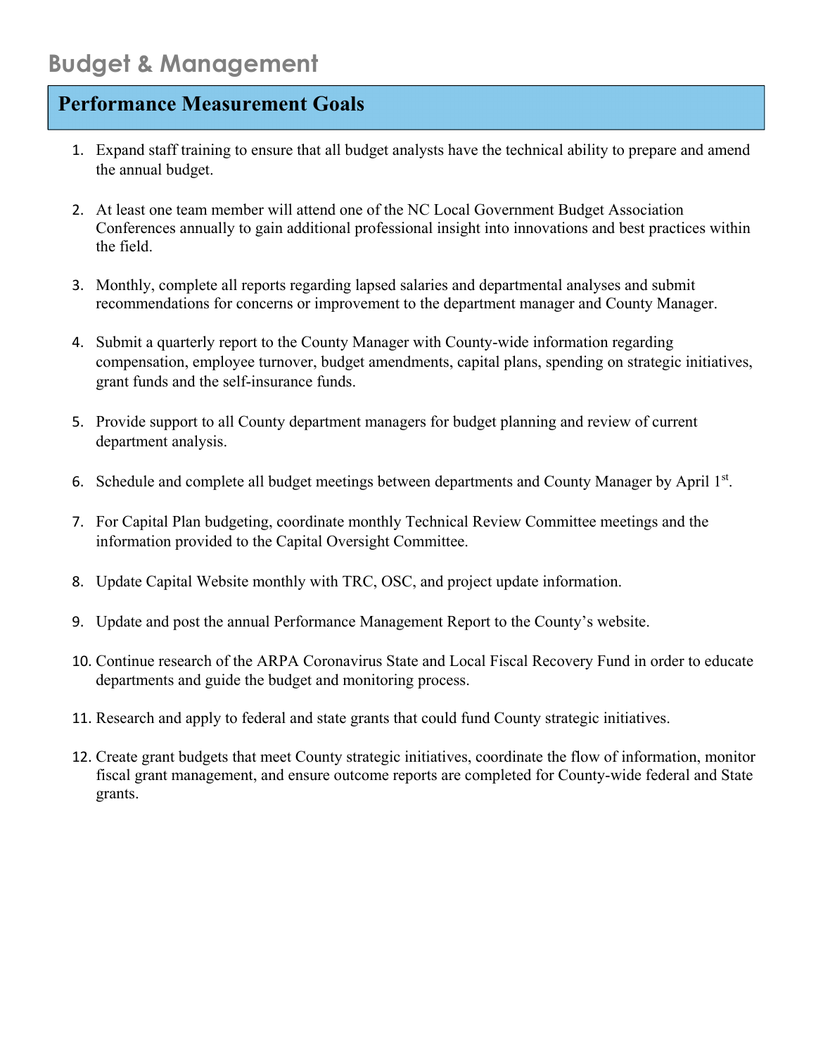# Budget & Management

## Performance Measurement Goals

1. Expand staff training to ensure that all budget analysts have the technical ability to prepare and amend the annual budget.
2. At least one team member will attend one of the NC Local Government Budget Association Conferences annually to gain additional professional insight into innovations and best practices within the field.
3. Monthly, complete all reports regarding lapsed salaries and departmental analyses and submit recommendations for concerns or improvement to the department manager and County Manager.
4. Submit a quarterly report to the County Manager with County-wide information regarding compensation, employee turnover, budget amendments, capital plans, spending on strategic initiatives, grant funds and the self-insurance funds.
5. Provide support to all County department managers for budget planning and review of current department analysis.
6. Schedule and complete all budget meetings between departments and County Manager by April 1st.
7. For Capital Plan budgeting, coordinate monthly Technical Review Committee meetings and the information provided to the Capital Oversight Committee.
8. Update Capital Website monthly with TRC, OSC, and project update information.
9. Update and post the annual Performance Management Report to the County's website.
10. Continue research of the ARPA Coronavirus State and Local Fiscal Recovery Fund in order to educate departments and guide the budget and monitoring process.
11. Research and apply to federal and state grants that could fund County strategic initiatives.
12. Create grant budgets that meet County strategic initiatives, coordinate the flow of information, monitor fiscal grant management, and ensure outcome reports are completed for County-wide federal and State grants.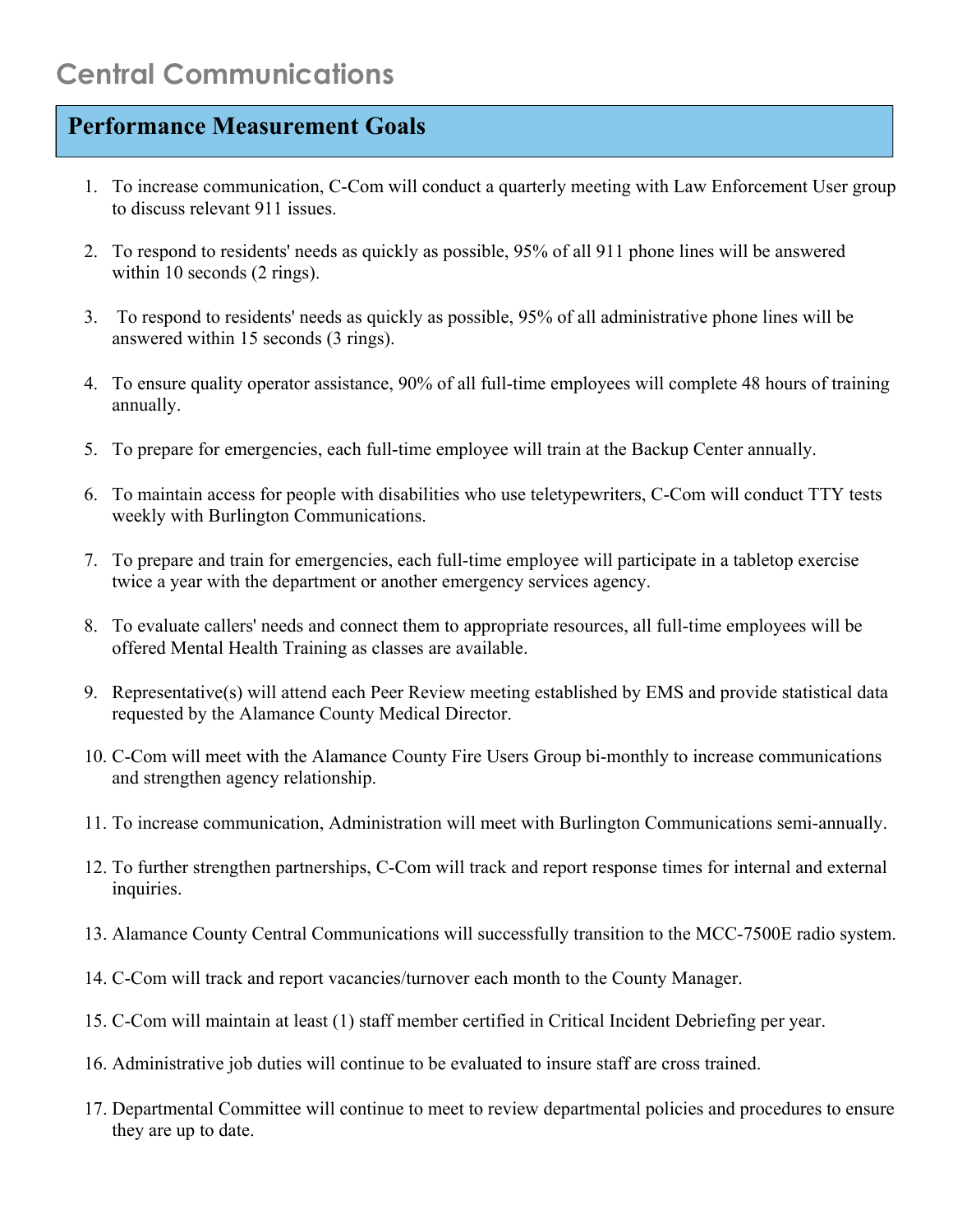# Central Communications

## Performance Measurement Goals

1. To increase communication, C-Com will conduct a quarterly meeting with Law Enforcement User group to discuss relevant 911 issues.
2. To respond to residents' needs as quickly as possible, 95% of all 911 phone lines will be answered within 10 seconds (2 rings).
3. To respond to residents' needs as quickly as possible, 95% of all administrative phone lines will be answered within 15 seconds (3 rings).
4. To ensure quality operator assistance, 90% of all full-time employees will complete 48 hours of training annually.
5. To prepare for emergencies, each full-time employee will train at the Backup Center annually.
6. To maintain access for people with disabilities who use teletypewriters, C-Com will conduct TTY tests weekly with Burlington Communications.
7. To prepare and train for emergencies, each full-time employee will participate in a tabletop exercise twice a year with the department or another emergency services agency.
8. To evaluate callers' needs and connect them to appropriate resources, all full-time employees will be offered Mental Health Training as classes are available.
9. Representative(s) will attend each Peer Review meeting established by EMS and provide statistical data requested by the Alamance County Medical Director.
10. C-Com will meet with the Alamance County Fire Users Group bi-monthly to increase communications and strengthen agency relationship.
11. To increase communication, Administration will meet with Burlington Communications semi-annually.
12. To further strengthen partnerships, C-Com will track and report response times for internal and external inquiries.
13. Alamance County Central Communications will successfully transition to the MCC-7500E radio system.
14. C-Com will track and report vacancies/turnover each month to the County Manager.
15. C-Com will maintain at least (1) staff member certified in Critical Incident Debriefing per year.
16. Administrative job duties will continue to be evaluated to insure staff are cross trained.
17. Departmental Committee will continue to meet to review departmental policies and procedures to ensure they are up to date.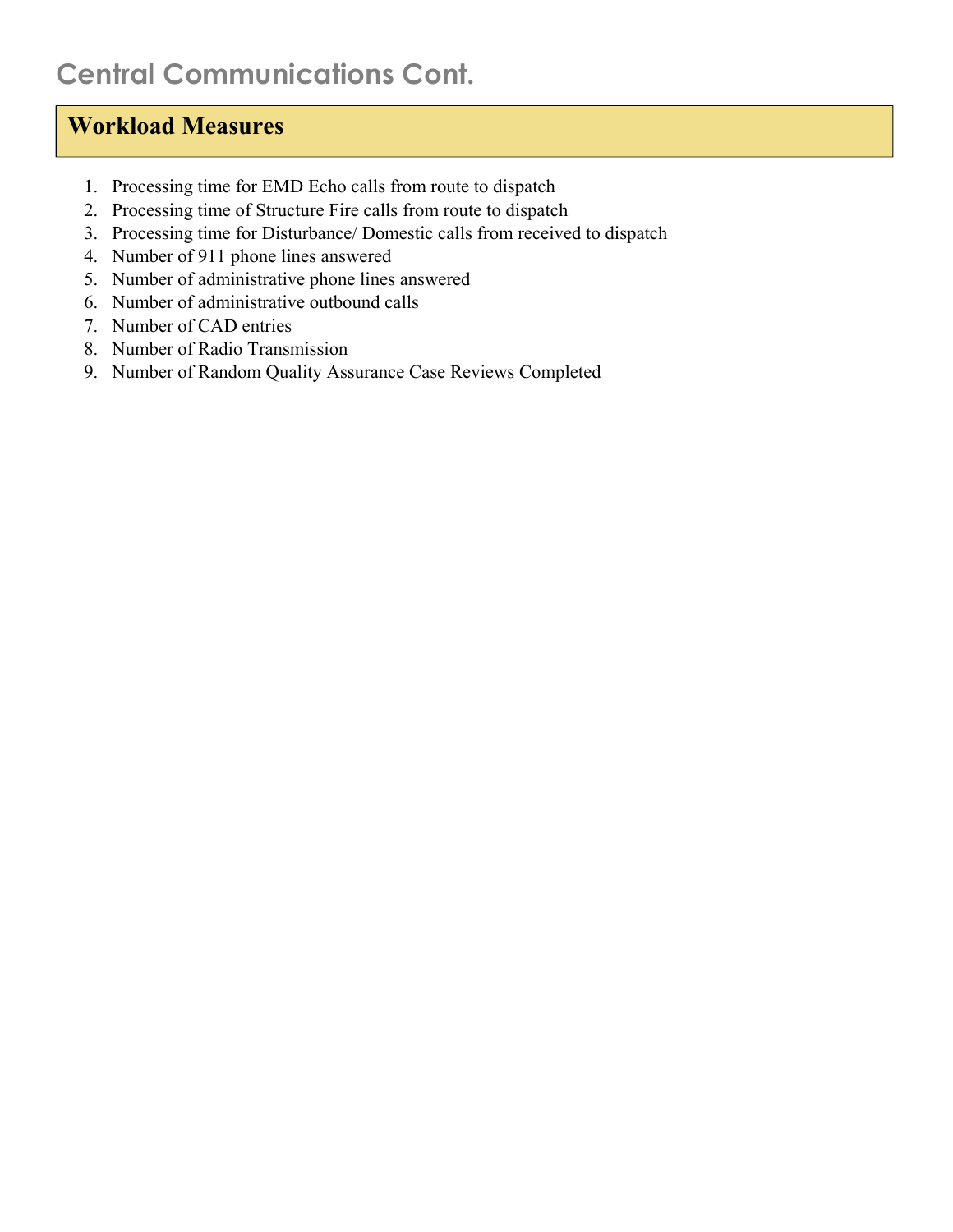# Central Communications Cont.

## Workload Measures

1. Processing time for EMD Echo calls from route to dispatch
2. Processing time of Structure Fire calls from route to dispatch
3. Processing time for Disturbance/ Domestic calls from received to dispatch
4. Number of 911 phone lines answered
5. Number of administrative phone lines answered
6. Number of administrative outbound calls
7. Number of CAD entries
8. Number of Radio Transmission
9. Number of Random Quality Assurance Case Reviews Completed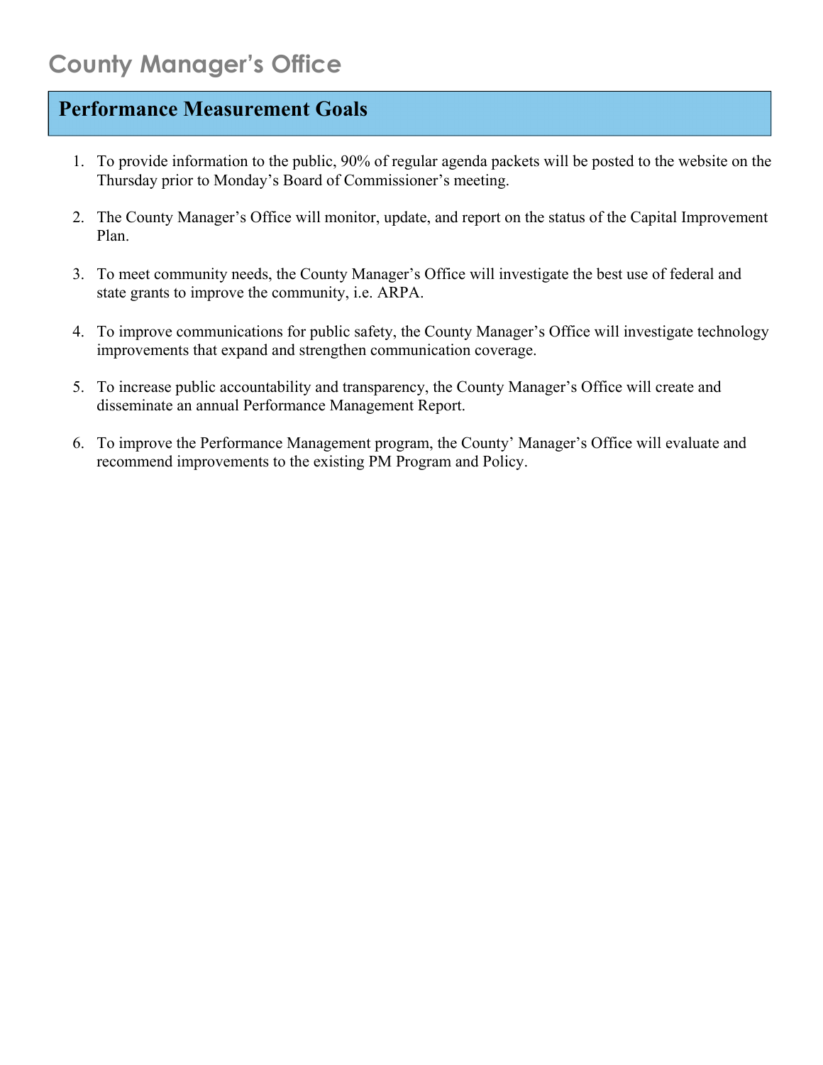# County Manager's Office

## Performance Measurement Goals

1. To provide information to the public, 90% of regular agenda packets will be posted to the website on the Thursday prior to Monday's Board of Commissioner's meeting.

2. The County Manager's Office will monitor, update, and report on the status of the Capital Improvement Plan.

3. To meet community needs, the County Manager's Office will investigate the best use of federal and state grants to improve the community, i.e. ARPA.

4. To improve communications for public safety, the County Manager's Office will investigate technology improvements that expand and strengthen communication coverage.

5. To increase public accountability and transparency, the County Manager's Office will create and disseminate an annual Performance Management Report.

6. To improve the Performance Management program, the County' Manager's Office will evaluate and recommend improvements to the existing PM Program and Policy.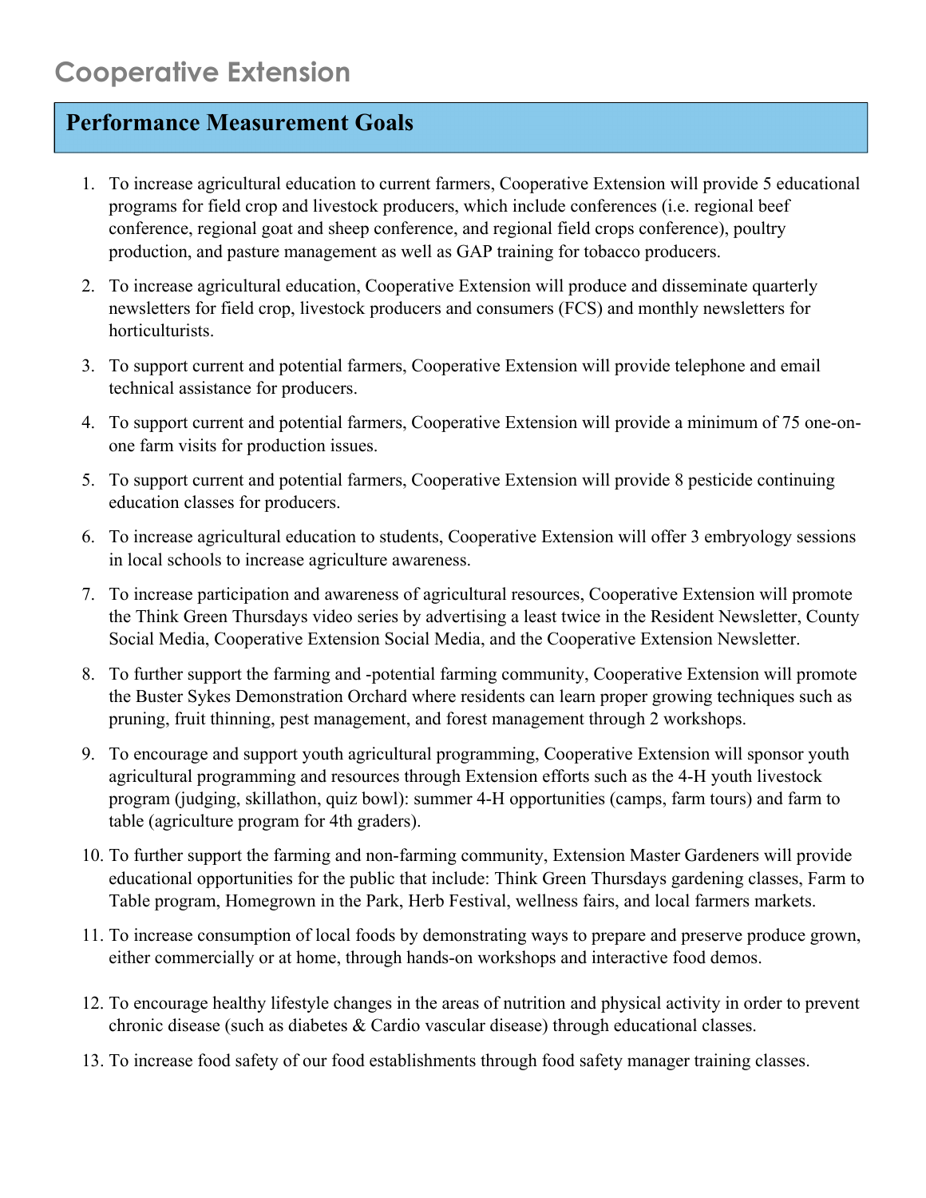# Cooperative Extension

## Performance Measurement Goals

1. To increase agricultural education to current farmers, Cooperative Extension will provide 5 educational programs for field crop and livestock producers, which include conferences (i.e. regional beef conference, regional goat and sheep conference, and regional field crops conference), poultry production, and pasture management as well as GAP training for tobacco producers.
2. To increase agricultural education, Cooperative Extension will produce and disseminate quarterly newsletters for field crop, livestock producers and consumers (FCS) and monthly newsletters for horticulturists.
3. To support current and potential farmers, Cooperative Extension will provide telephone and email technical assistance for producers.
4. To support current and potential farmers, Cooperative Extension will provide a minimum of 75 one-on-one farm visits for production issues.
5. To support current and potential farmers, Cooperative Extension will provide 8 pesticide continuing education classes for producers.
6. To increase agricultural education to students, Cooperative Extension will offer 3 embryology sessions in local schools to increase agriculture awareness.
7. To increase participation and awareness of agricultural resources, Cooperative Extension will promote the Think Green Thursdays video series by advertising a least twice in the Resident Newsletter, County Social Media, Cooperative Extension Social Media, and the Cooperative Extension Newsletter.
8. To further support the farming and -potential farming community, Cooperative Extension will promote the Buster Sykes Demonstration Orchard where residents can learn proper growing techniques such as pruning, fruit thinning, pest management, and forest management through 2 workshops.
9. To encourage and support youth agricultural programming, Cooperative Extension will sponsor youth agricultural programming and resources through Extension efforts such as the 4-H youth livestock program (judging, skillathon, quiz bowl): summer 4-H opportunities (camps, farm tours) and farm to table (agriculture program for 4th graders).
10. To further support the farming and non-farming community, Extension Master Gardeners will provide educational opportunities for the public that include: Think Green Thursdays gardening classes, Farm to Table program, Homegrown in the Park, Herb Festival, wellness fairs, and local farmers markets.
11. To increase consumption of local foods by demonstrating ways to prepare and preserve produce grown, either commercially or at home, through hands-on workshops and interactive food demos.
12. To encourage healthy lifestyle changes in the areas of nutrition and physical activity in order to prevent chronic disease (such as diabetes & Cardio vascular disease) through educational classes.
13. To increase food safety of our food establishments through food safety manager training classes.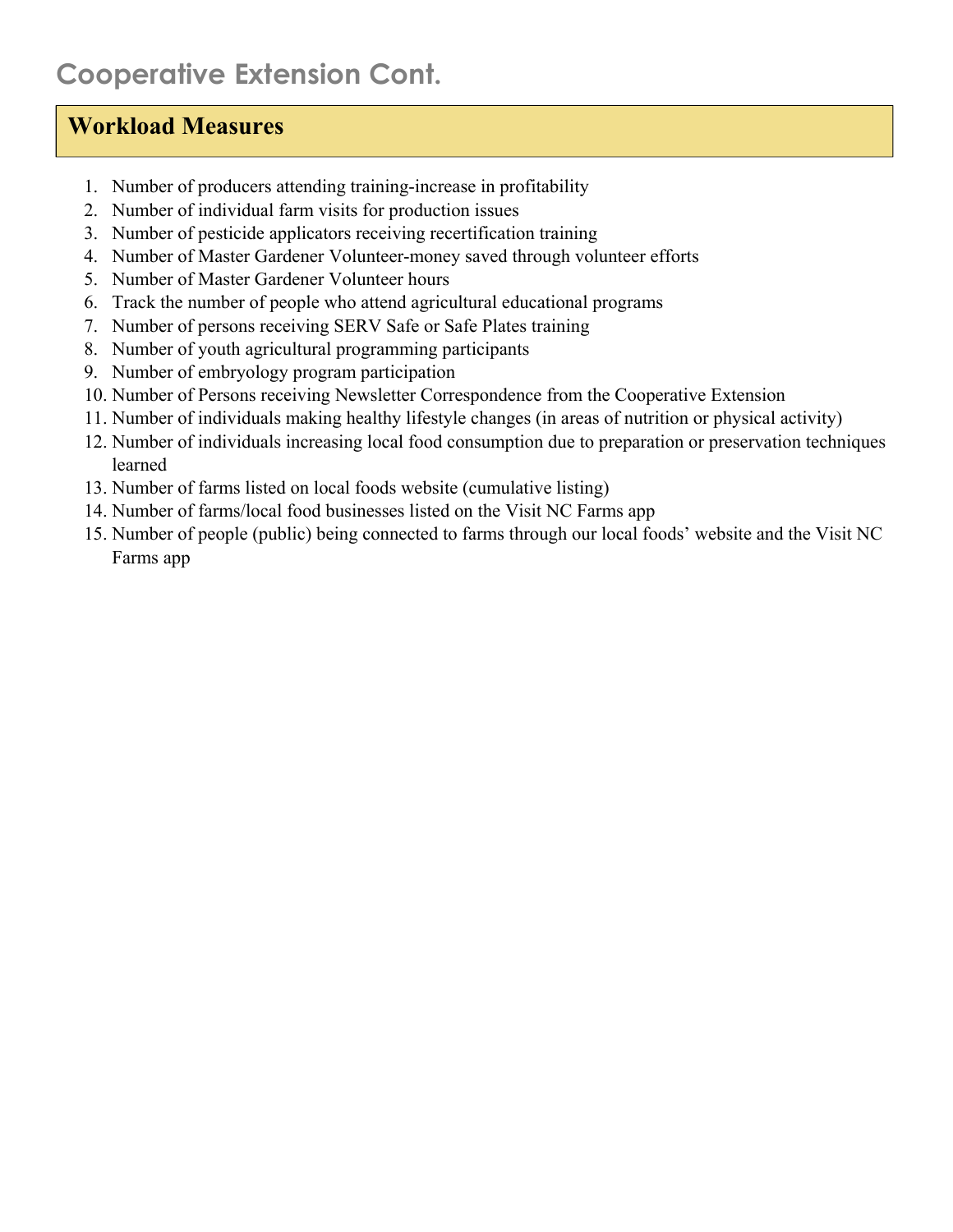# Cooperative Extension Cont.

## Workload Measures

1. Number of producers attending training-increase in profitability
2. Number of individual farm visits for production issues
3. Number of pesticide applicators receiving recertification training
4. Number of Master Gardener Volunteer-money saved through volunteer efforts
5. Number of Master Gardener Volunteer hours
6. Track the number of people who attend agricultural educational programs
7. Number of persons receiving SERV Safe or Safe Plates training
8. Number of youth agricultural programming participants
9. Number of embryology program participation
10. Number of Persons receiving Newsletter Correspondence from the Cooperative Extension
11. Number of individuals making healthy lifestyle changes (in areas of nutrition or physical activity)
12. Number of individuals increasing local food consumption due to preparation or preservation techniques learned
13. Number of farms listed on local foods website (cumulative listing)
14. Number of farms/local food businesses listed on the Visit NC Farms app
15. Number of people (public) being connected to farms through our local foods' website and the Visit NC Farms app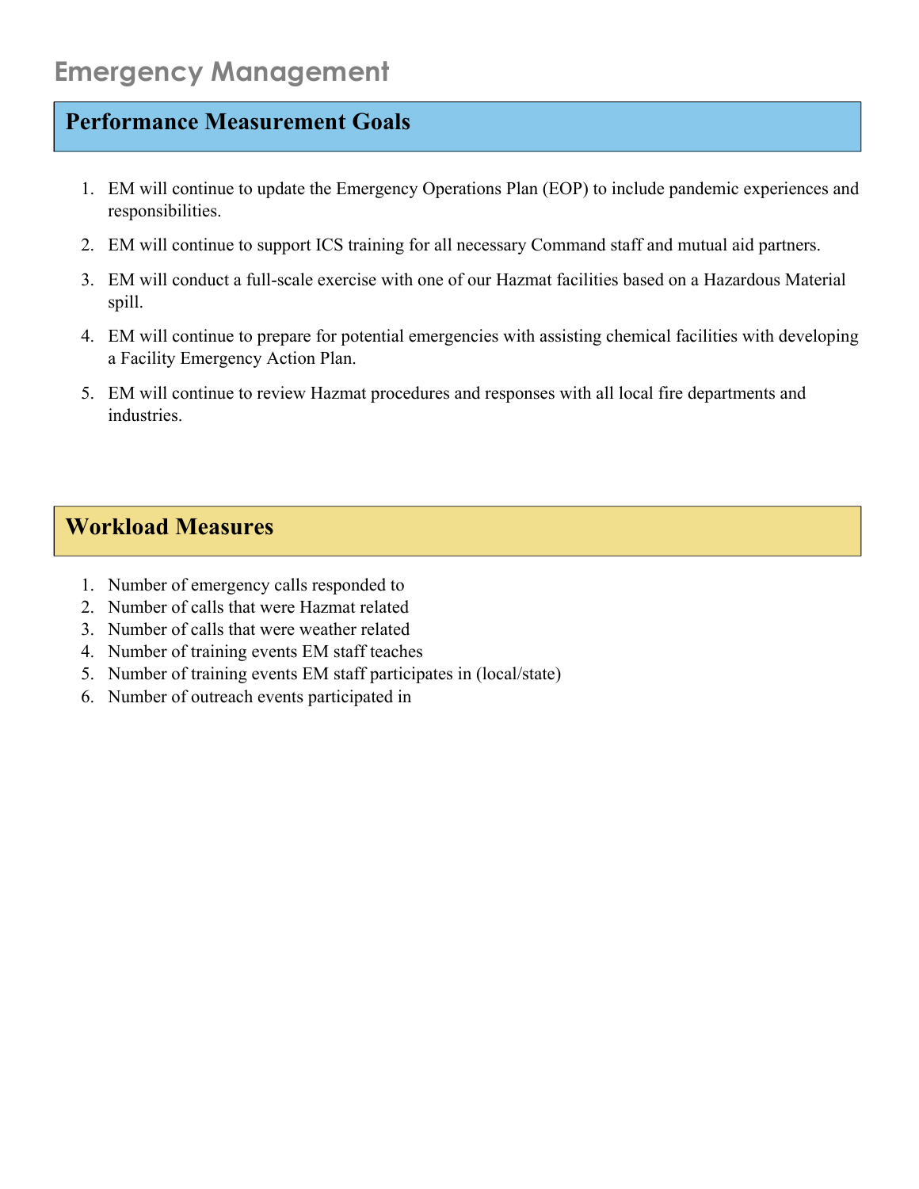# Emergency Management

## Performance Measurement Goals

1. EM will continue to update the Emergency Operations Plan (EOP) to include pandemic experiences and responsibilities.
2. EM will continue to support ICS training for all necessary Command staff and mutual aid partners.
3. EM will conduct a full-scale exercise with one of our Hazmat facilities based on a Hazardous Material spill.
4. EM will continue to prepare for potential emergencies with assisting chemical facilities with developing a Facility Emergency Action Plan.
5. EM will continue to review Hazmat procedures and responses with all local fire departments and industries.

## Workload Measures

1. Number of emergency calls responded to
2. Number of calls that were Hazmat related
3. Number of calls that were weather related
4. Number of training events EM staff teaches
5. Number of training events EM staff participates in (local/state)
6. Number of outreach events participated in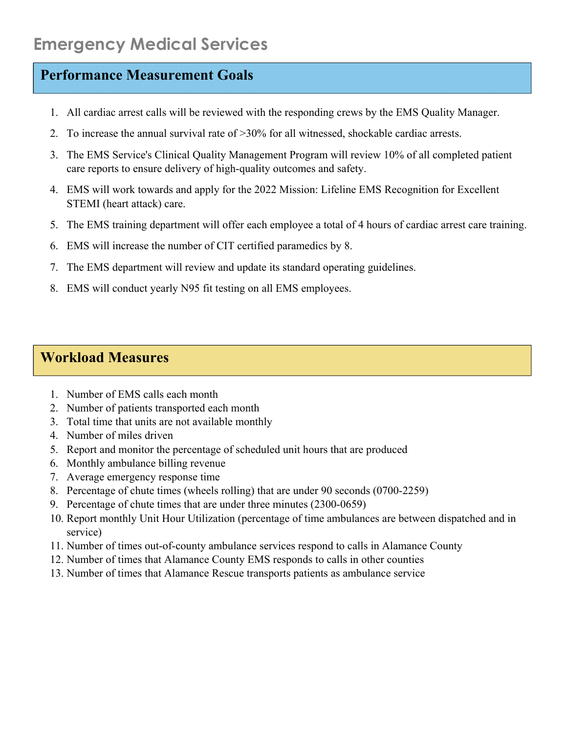# Emergency Medical Services

## Performance Measurement Goals

1. All cardiac arrest calls will be reviewed with the responding crews by the EMS Quality Manager.
2. To increase the annual survival rate of >30% for all witnessed, shockable cardiac arrests.
3. The EMS Service's Clinical Quality Management Program will review 10% of all completed patient care reports to ensure delivery of high-quality outcomes and safety.
4. EMS will work towards and apply for the 2022 Mission: Lifeline EMS Recognition for Excellent STEMI (heart attack) care.
5. The EMS training department will offer each employee a total of 4 hours of cardiac arrest care training.
6. EMS will increase the number of CIT certified paramedics by 8.
7. The EMS department will review and update its standard operating guidelines.
8. EMS will conduct yearly N95 fit testing on all EMS employees.

## Workload Measures

1. Number of EMS calls each month
2. Number of patients transported each month
3. Total time that units are not available monthly
4. Number of miles driven
5. Report and monitor the percentage of scheduled unit hours that are produced
6. Monthly ambulance billing revenue
7. Average emergency response time
8. Percentage of chute times (wheels rolling) that are under 90 seconds (0700-2259)
9. Percentage of chute times that are under three minutes (2300-0659)
10. Report monthly Unit Hour Utilization (percentage of time ambulances are between dispatched and in service)
11. Number of times out-of-county ambulance services respond to calls in Alamance County
12. Number of times that Alamance County EMS responds to calls in other counties
13. Number of times that Alamance Rescue transports patients as ambulance service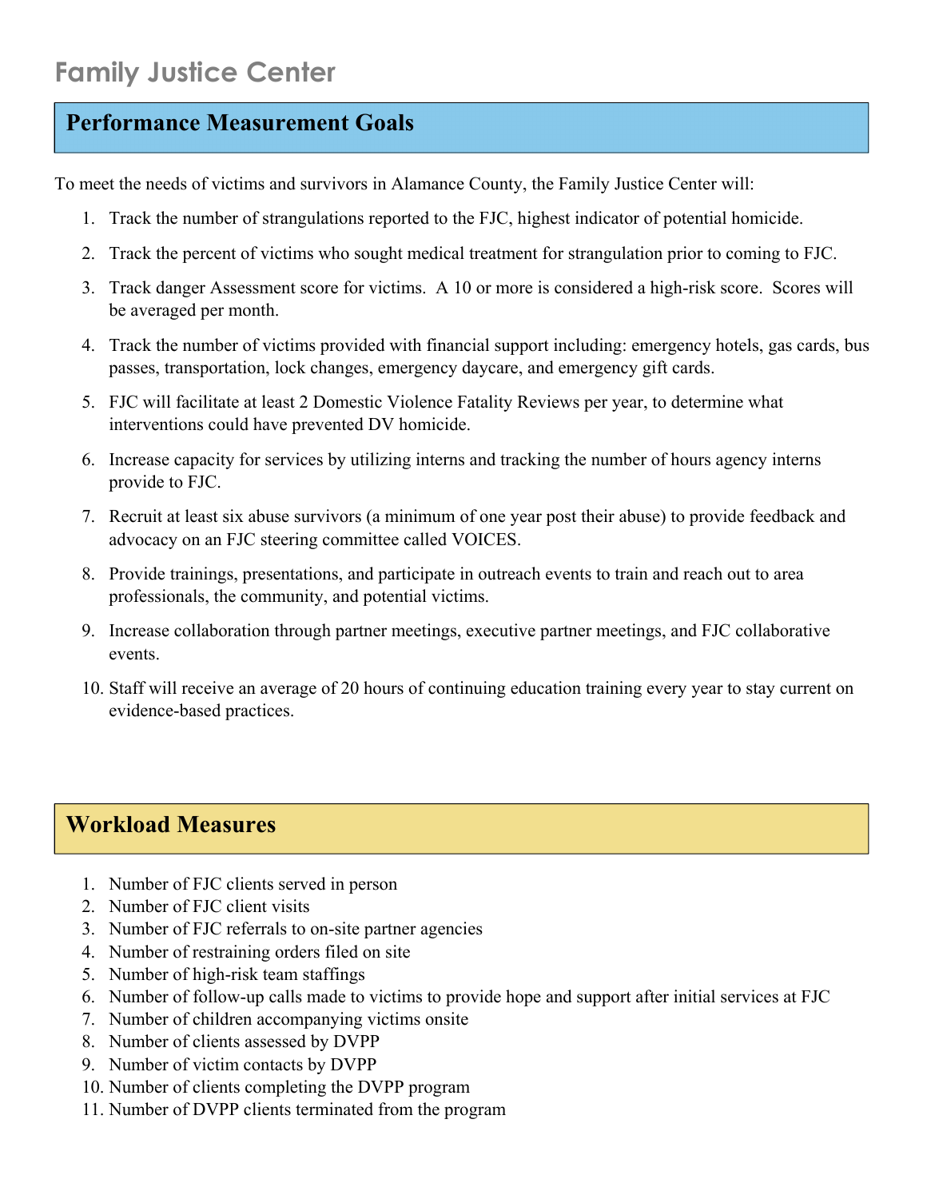# Family Justice Center

## Performance Measurement Goals

To meet the needs of victims and survivors in Alamance County, the Family Justice Center will:

1. Track the number of strangulations reported to the FJC, highest indicator of potential homicide.
2. Track the percent of victims who sought medical treatment for strangulation prior to coming to FJC.
3. Track danger Assessment score for victims. A 10 or more is considered a high-risk score. Scores will be averaged per month.
4. Track the number of victims provided with financial support including: emergency hotels, gas cards, bus passes, transportation, lock changes, emergency daycare, and emergency gift cards.
5. FJC will facilitate at least 2 Domestic Violence Fatality Reviews per year, to determine what interventions could have prevented DV homicide.
6. Increase capacity for services by utilizing interns and tracking the number of hours agency interns provide to FJC.
7. Recruit at least six abuse survivors (a minimum of one year post their abuse) to provide feedback and advocacy on an FJC steering committee called VOICES.
8. Provide trainings, presentations, and participate in outreach events to train and reach out to area professionals, the community, and potential victims.
9. Increase collaboration through partner meetings, executive partner meetings, and FJC collaborative events.
10. Staff will receive an average of 20 hours of continuing education training every year to stay current on evidence-based practices.

## Workload Measures

1. Number of FJC clients served in person
2. Number of FJC client visits
3. Number of FJC referrals to on-site partner agencies
4. Number of restraining orders filed on site
5. Number of high-risk team staffings
6. Number of follow-up calls made to victims to provide hope and support after initial services at FJC
7. Number of children accompanying victims onsite
8. Number of clients assessed by DVPP
9. Number of victim contacts by DVPP
10. Number of clients completing the DVPP program
11. Number of DVPP clients terminated from the program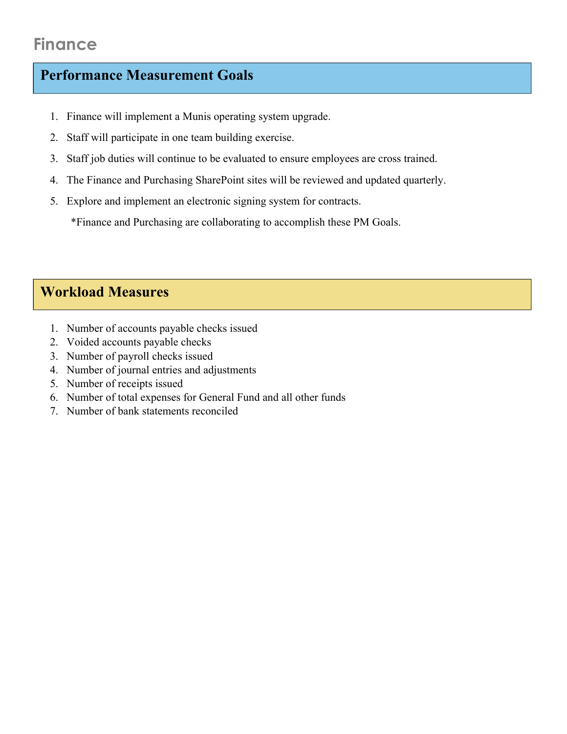# Finance

## Performance Measurement Goals

1. Finance will implement a Munis operating system upgrade.
2. Staff will participate in one team building exercise.
3. Staff job duties will continue to be evaluated to ensure employees are cross trained.
4. The Finance and Purchasing SharePoint sites will be reviewed and updated quarterly.
5. Explore and implement an electronic signing system for contracts.

*Finance and Purchasing are collaborating to accomplish these PM Goals.

## Workload Measures

1. Number of accounts payable checks issued
2. Voided accounts payable checks
3. Number of payroll checks issued
4. Number of journal entries and adjustments
5. Number of receipts issued
6. Number of total expenses for General Fund and all other funds
7. Number of bank statements reconciled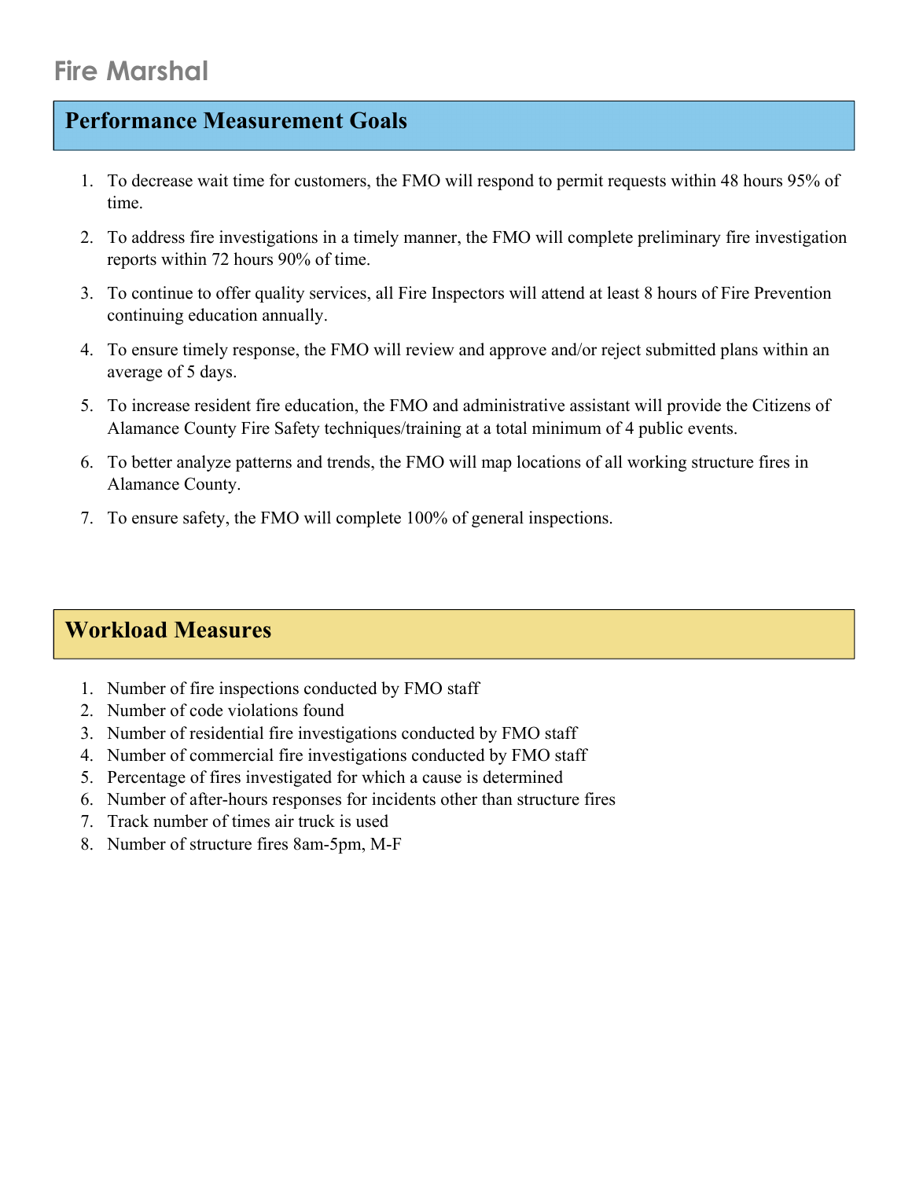# Fire Marshal

## Performance Measurement Goals

1. To decrease wait time for customers, the FMO will respond to permit requests within 48 hours 95% of time.
2. To address fire investigations in a timely manner, the FMO will complete preliminary fire investigation reports within 72 hours 90% of time.
3. To continue to offer quality services, all Fire Inspectors will attend at least 8 hours of Fire Prevention continuing education annually.
4. To ensure timely response, the FMO will review and approve and/or reject submitted plans within an average of 5 days.
5. To increase resident fire education, the FMO and administrative assistant will provide the Citizens of Alamance County Fire Safety techniques/training at a total minimum of 4 public events.
6. To better analyze patterns and trends, the FMO will map locations of all working structure fires in Alamance County.
7. To ensure safety, the FMO will complete 100% of general inspections.

## Workload Measures

1. Number of fire inspections conducted by FMO staff
2. Number of code violations found
3. Number of residential fire investigations conducted by FMO staff
4. Number of commercial fire investigations conducted by FMO staff
5. Percentage of fires investigated for which a cause is determined
6. Number of after-hours responses for incidents other than structure fires
7. Track number of times air truck is used
8. Number of structure fires 8am-5pm, M-F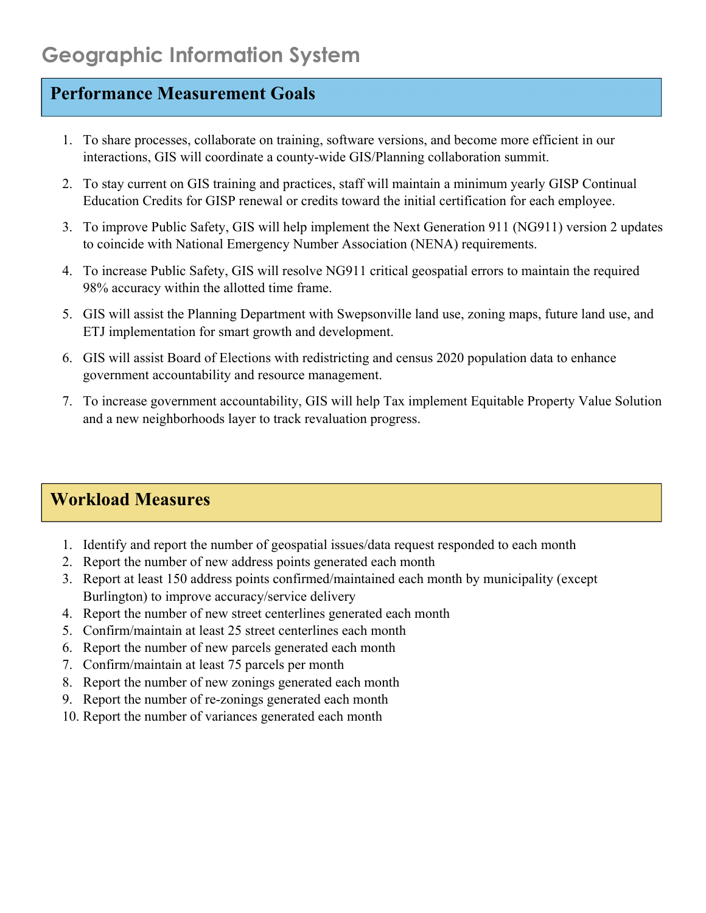# Geographic Information System

## Performance Measurement Goals

1. To share processes, collaborate on training, software versions, and become more efficient in our interactions, GIS will coordinate a county-wide GIS/Planning collaboration summit.
2. To stay current on GIS training and practices, staff will maintain a minimum yearly GISP Continual Education Credits for GISP renewal or credits toward the initial certification for each employee.
3. To improve Public Safety, GIS will help implement the Next Generation 911 (NG911) version 2 updates to coincide with National Emergency Number Association (NENA) requirements.
4. To increase Public Safety, GIS will resolve NG911 critical geospatial errors to maintain the required 98% accuracy within the allotted time frame.
5. GIS will assist the Planning Department with Swepsonville land use, zoning maps, future land use, and ETJ implementation for smart growth and development.
6. GIS will assist Board of Elections with redistricting and census 2020 population data to enhance government accountability and resource management.
7. To increase government accountability, GIS will help Tax implement Equitable Property Value Solution and a new neighborhoods layer to track revaluation progress.

## Workload Measures

1. Identify and report the number of geospatial issues/data request responded to each month
2. Report the number of new address points generated each month
3. Report at least 150 address points confirmed/maintained each month by municipality (except Burlington) to improve accuracy/service delivery
4. Report the number of new street centerlines generated each month
5. Confirm/maintain at least 25 street centerlines each month
6. Report the number of new parcels generated each month
7. Confirm/maintain at least 75 parcels per month
8. Report the number of new zonings generated each month
9. Report the number of re-zonings generated each month
10. Report the number of variances generated each month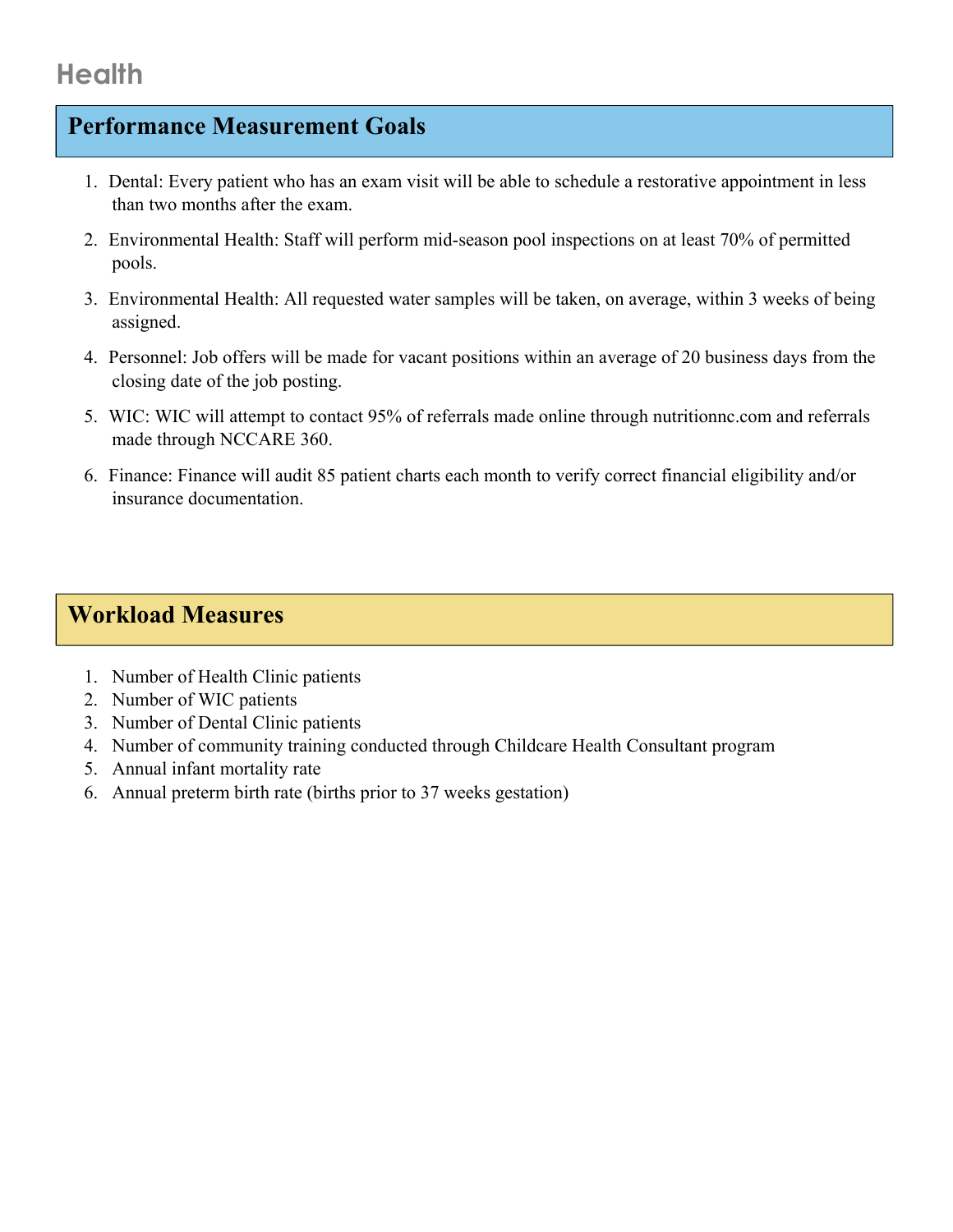# Health

## Performance Measurement Goals

1. Dental: Every patient who has an exam visit will be able to schedule a restorative appointment in less than two months after the exam.
2. Environmental Health: Staff will perform mid-season pool inspections on at least 70% of permitted pools.
3. Environmental Health: All requested water samples will be taken, on average, within 3 weeks of being assigned.
4. Personnel: Job offers will be made for vacant positions within an average of 20 business days from the closing date of the job posting.
5. WIC: WIC will attempt to contact 95% of referrals made online through nutritionnc.com and referrals made through NCCARE 360.
6. Finance: Finance will audit 85 patient charts each month to verify correct financial eligibility and/or insurance documentation.

## Workload Measures

1. Number of Health Clinic patients
2. Number of WIC patients
3. Number of Dental Clinic patients
4. Number of community training conducted through Childcare Health Consultant program
5. Annual infant mortality rate
6. Annual preterm birth rate (births prior to 37 weeks gestation)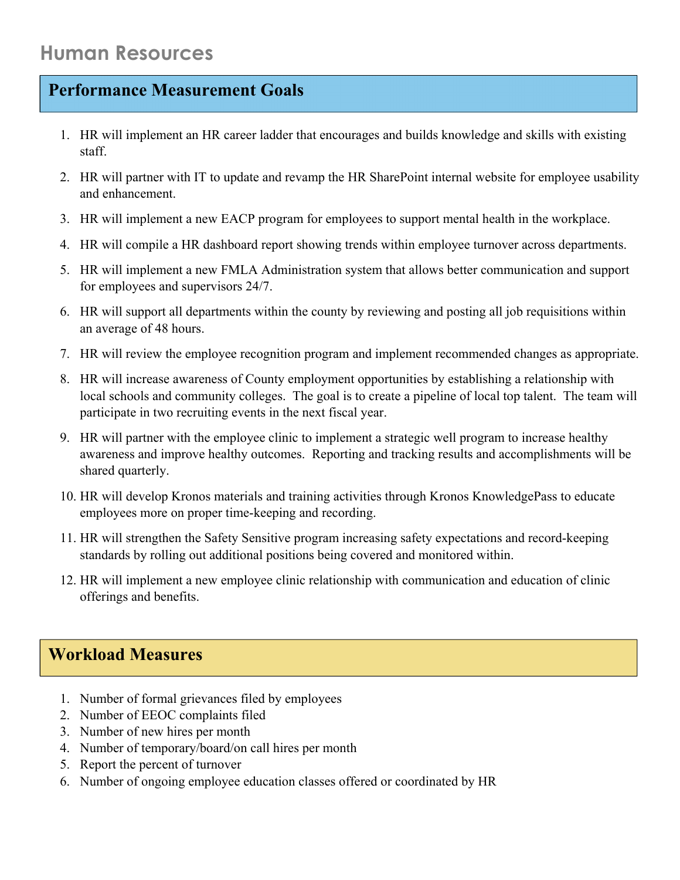# Human Resources

## Performance Measurement Goals

1. HR will implement an HR career ladder that encourages and builds knowledge and skills with existing staff.
2. HR will partner with IT to update and revamp the HR SharePoint internal website for employee usability and enhancement.
3. HR will implement a new EACP program for employees to support mental health in the workplace.
4. HR will compile a HR dashboard report showing trends within employee turnover across departments.
5. HR will implement a new FMLA Administration system that allows better communication and support for employees and supervisors 24/7.
6. HR will support all departments within the county by reviewing and posting all job requisitions within an average of 48 hours.
7. HR will review the employee recognition program and implement recommended changes as appropriate.
8. HR will increase awareness of County employment opportunities by establishing a relationship with local schools and community colleges. The goal is to create a pipeline of local top talent. The team will participate in two recruiting events in the next fiscal year.
9. HR will partner with the employee clinic to implement a strategic well program to increase healthy awareness and improve healthy outcomes. Reporting and tracking results and accomplishments will be shared quarterly.
10. HR will develop Kronos materials and training activities through Kronos KnowledgePass to educate employees more on proper time-keeping and recording.
11. HR will strengthen the Safety Sensitive program increasing safety expectations and record-keeping standards by rolling out additional positions being covered and monitored within.
12. HR will implement a new employee clinic relationship with communication and education of clinic offerings and benefits.

## Workload Measures

1. Number of formal grievances filed by employees
2. Number of EEOC complaints filed
3. Number of new hires per month
4. Number of temporary/board/on call hires per month
5. Report the percent of turnover
6. Number of ongoing employee education classes offered or coordinated by HR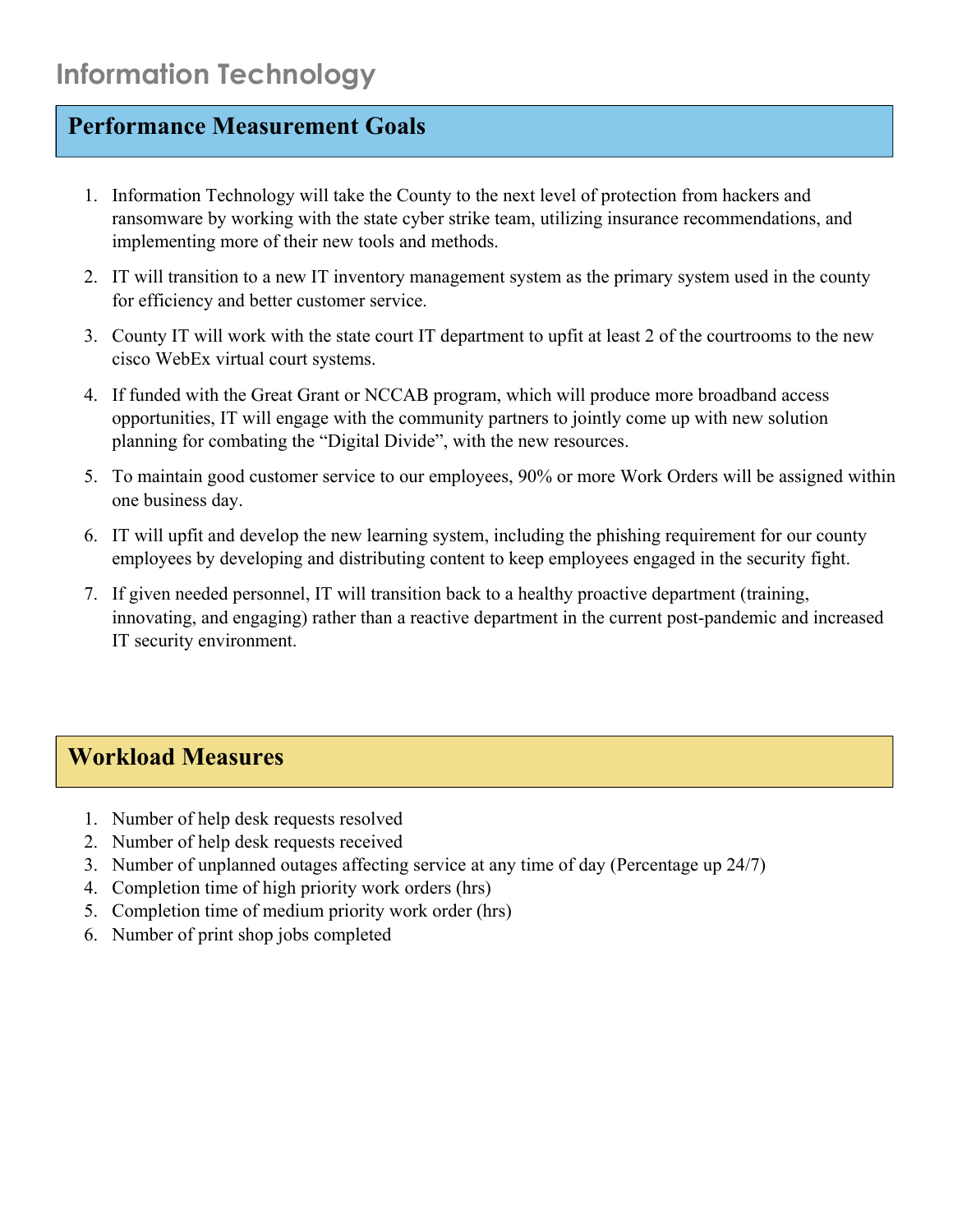# Information Technology

## Performance Measurement Goals

1. Information Technology will take the County to the next level of protection from hackers and ransomware by working with the state cyber strike team, utilizing insurance recommendations, and implementing more of their new tools and methods.
2. IT will transition to a new IT inventory management system as the primary system used in the county for efficiency and better customer service.
3. County IT will work with the state court IT department to upfit at least 2 of the courtrooms to the new cisco WebEx virtual court systems.
4. If funded with the Great Grant or NCCAB program, which will produce more broadband access opportunities, IT will engage with the community partners to jointly come up with new solution planning for combating the "Digital Divide", with the new resources.
5. To maintain good customer service to our employees, 90% or more Work Orders will be assigned within one business day.
6. IT will upfit and develop the new learning system, including the phishing requirement for our county employees by developing and distributing content to keep employees engaged in the security fight.
7. If given needed personnel, IT will transition back to a healthy proactive department (training, innovating, and engaging) rather than a reactive department in the current post-pandemic and increased IT security environment.

## Workload Measures

1. Number of help desk requests resolved
2. Number of help desk requests received
3. Number of unplanned outages affecting service at any time of day (Percentage up 24/7)
4. Completion time of high priority work orders (hrs)
5. Completion time of medium priority work order (hrs)
6. Number of print shop jobs completed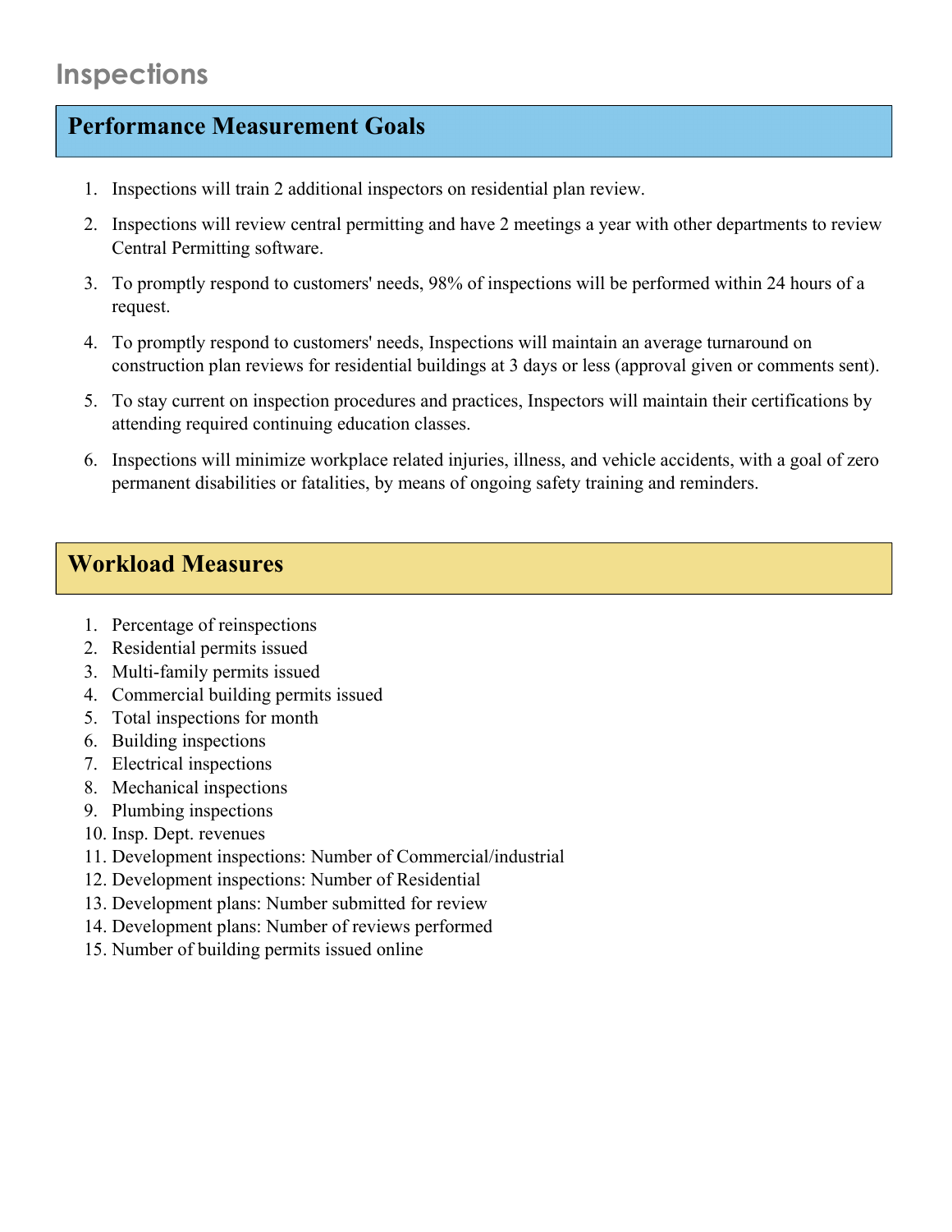# Inspections

## Performance Measurement Goals

1. Inspections will train 2 additional inspectors on residential plan review.
2. Inspections will review central permitting and have 2 meetings a year with other departments to review Central Permitting software.
3. To promptly respond to customers' needs, 98% of inspections will be performed within 24 hours of a request.
4. To promptly respond to customers' needs, Inspections will maintain an average turnaround on construction plan reviews for residential buildings at 3 days or less (approval given or comments sent).
5. To stay current on inspection procedures and practices, Inspectors will maintain their certifications by attending required continuing education classes.
6. Inspections will minimize workplace related injuries, illness, and vehicle accidents, with a goal of zero permanent disabilities or fatalities, by means of ongoing safety training and reminders.

## Workload Measures

1. Percentage of reinspections
2. Residential permits issued
3. Multi-family permits issued
4. Commercial building permits issued
5. Total inspections for month
6. Building inspections
7. Electrical inspections
8. Mechanical inspections
9. Plumbing inspections
10. Insp. Dept. revenues
11. Development inspections: Number of Commercial/industrial
12. Development inspections: Number of Residential
13. Development plans: Number submitted for review
14. Development plans: Number of reviews performed
15. Number of building permits issued online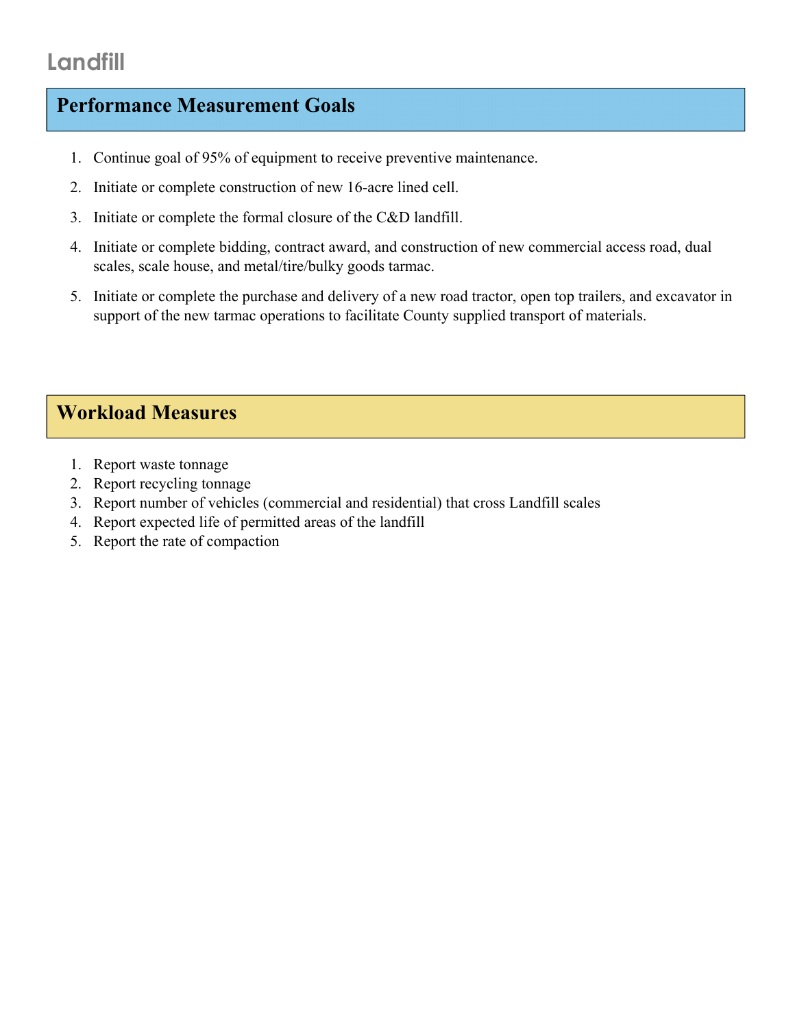# Landfill

## Performance Measurement Goals

1. Continue goal of 95% of equipment to receive preventive maintenance.
2. Initiate or complete construction of new 16-acre lined cell.
3. Initiate or complete the formal closure of the C&D landfill.
4. Initiate or complete bidding, contract award, and construction of new commercial access road, dual scales, scale house, and metal/tire/bulky goods tarmac.
5. Initiate or complete the purchase and delivery of a new road tractor, open top trailers, and excavator in support of the new tarmac operations to facilitate County supplied transport of materials.

## Workload Measures

1. Report waste tonnage
2. Report recycling tonnage
3. Report number of vehicles (commercial and residential) that cross Landfill scales
4. Report expected life of permitted areas of the landfill
5. Report the rate of compaction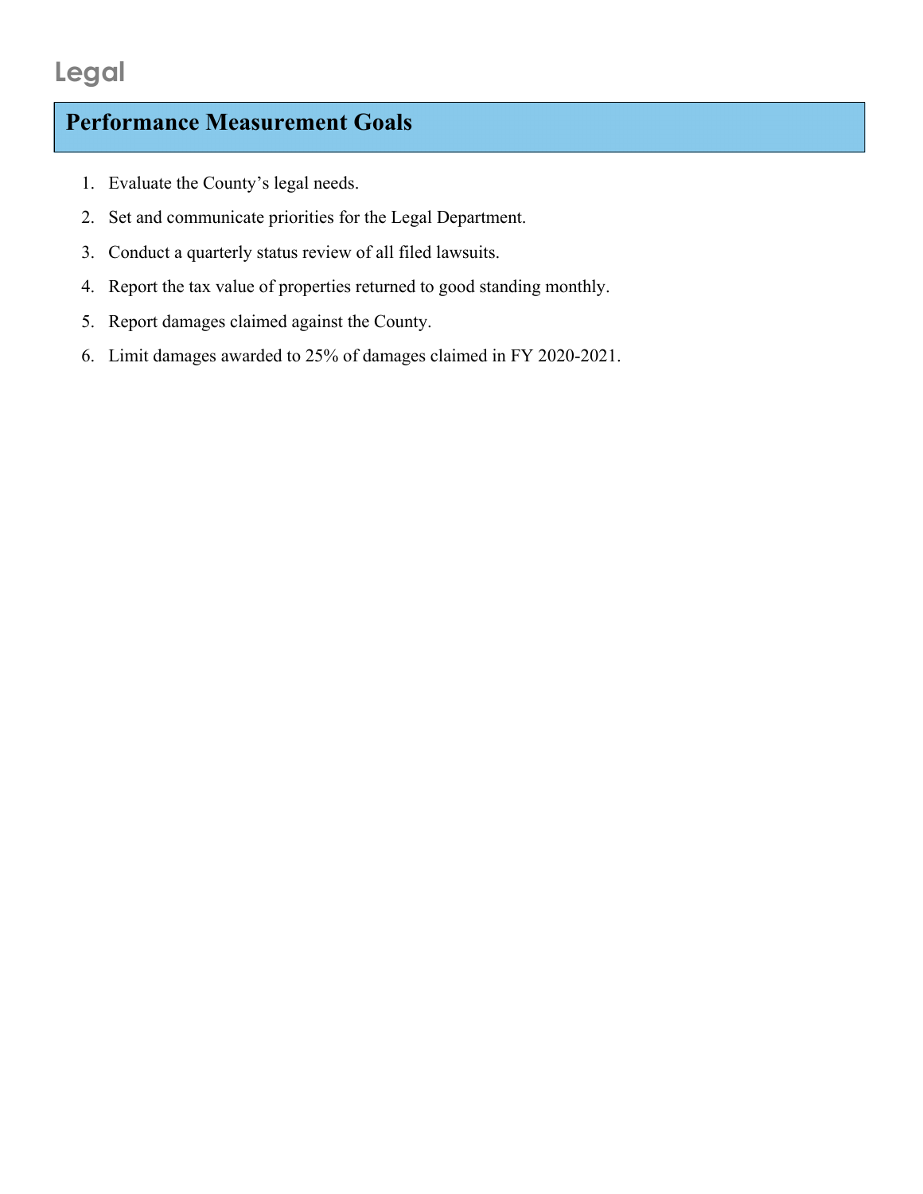# Legal

## Performance Measurement Goals

1. Evaluate the County's legal needs.
2. Set and communicate priorities for the Legal Department.
3. Conduct a quarterly status review of all filed lawsuits.
4. Report the tax value of properties returned to good standing monthly.
5. Report damages claimed against the County.
6. Limit damages awarded to 25% of damages claimed in FY 2020-2021.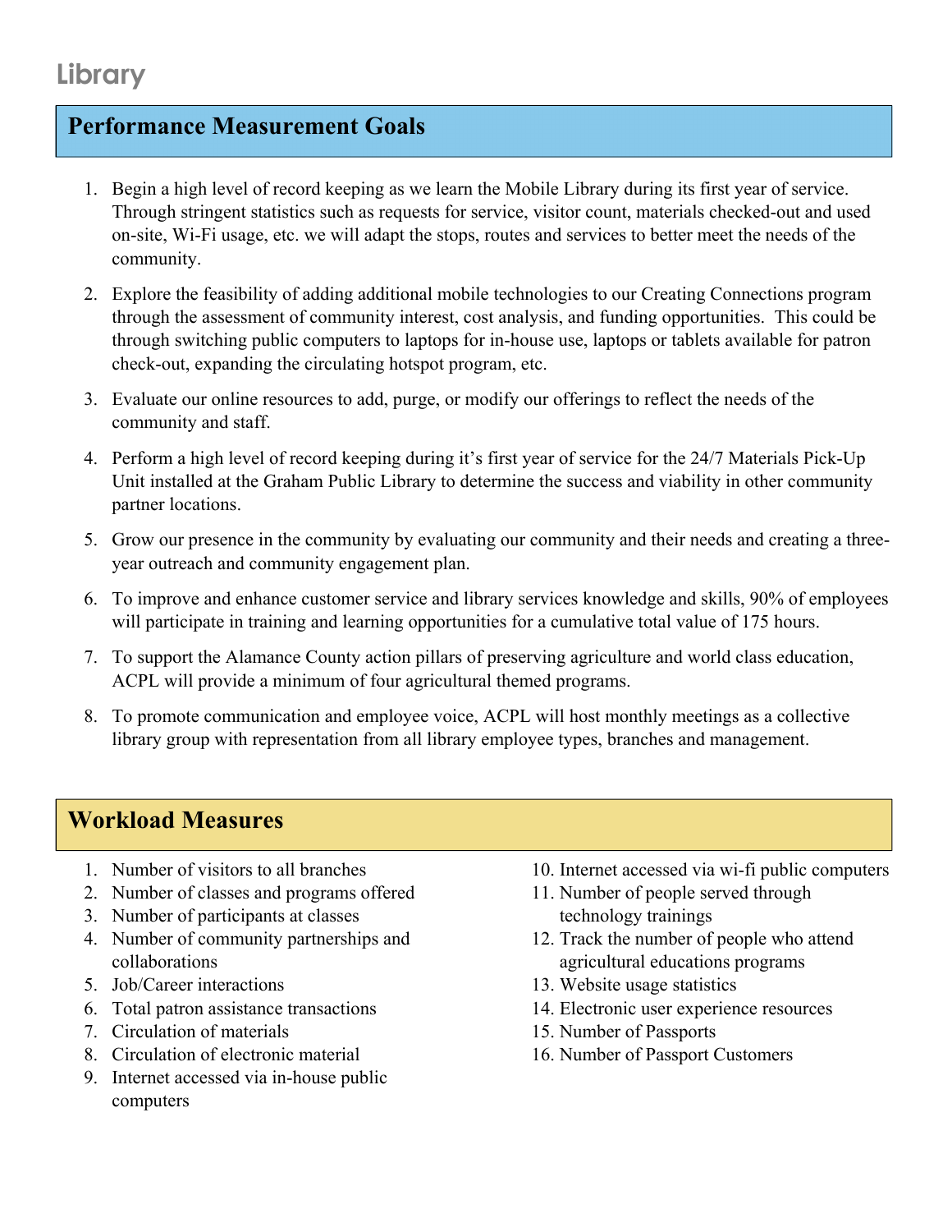# Library

## Performance Measurement Goals

1. Begin a high level of record keeping as we learn the Mobile Library during its first year of service. Through stringent statistics such as requests for service, visitor count, materials checked-out and used on-site, Wi-Fi usage, etc. we will adapt the stops, routes and services to better meet the needs of the community.
2. Explore the feasibility of adding additional mobile technologies to our Creating Connections program through the assessment of community interest, cost analysis, and funding opportunities. This could be through switching public computers to laptops for in-house use, laptops or tablets available for patron check-out, expanding the circulating hotspot program, etc.
3. Evaluate our online resources to add, purge, or modify our offerings to reflect the needs of the community and staff.
4. Perform a high level of record keeping during it's first year of service for the 24/7 Materials Pick-Up Unit installed at the Graham Public Library to determine the success and viability in other community partner locations.
5. Grow our presence in the community by evaluating our community and their needs and creating a three-year outreach and community engagement plan.
6. To improve and enhance customer service and library services knowledge and skills, 90% of employees will participate in training and learning opportunities for a cumulative total value of 175 hours.
7. To support the Alamance County action pillars of preserving agriculture and world class education, ACPL will provide a minimum of four agricultural themed programs.
8. To promote communication and employee voice, ACPL will host monthly meetings as a collective library group with representation from all library employee types, branches and management.

## Workload Measures

1. Number of visitors to all branches
2. Number of classes and programs offered
3. Number of participants at classes
4. Number of community partnerships and collaborations
5. Job/Career interactions
6. Total patron assistance transactions
7. Circulation of materials
8. Circulation of electronic material
9. Internet accessed via in-house public computers
10. Internet accessed via wi-fi public computers
11. Number of people served through technology trainings
12. Track the number of people who attend agricultural educations programs
13. Website usage statistics
14. Electronic user experience resources
15. Number of Passports
16. Number of Passport Customers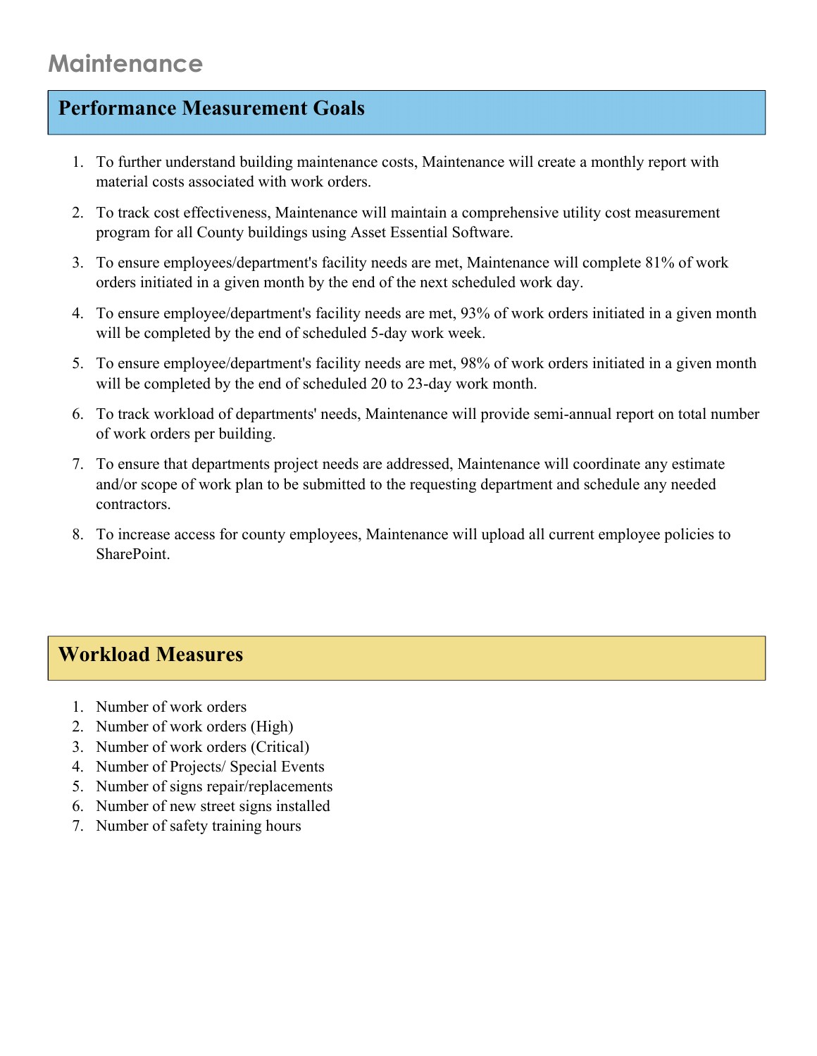# Maintenance

## Performance Measurement Goals

1. To further understand building maintenance costs, Maintenance will create a monthly report with material costs associated with work orders.
2. To track cost effectiveness, Maintenance will maintain a comprehensive utility cost measurement program for all County buildings using Asset Essential Software.
3. To ensure employees/department's facility needs are met, Maintenance will complete 81% of work orders initiated in a given month by the end of the next scheduled work day.
4. To ensure employee/department's facility needs are met, 93% of work orders initiated in a given month will be completed by the end of scheduled 5-day work week.
5. To ensure employee/department's facility needs are met, 98% of work orders initiated in a given month will be completed by the end of scheduled 20 to 23-day work month.
6. To track workload of departments' needs, Maintenance will provide semi-annual report on total number of work orders per building.
7. To ensure that departments project needs are addressed, Maintenance will coordinate any estimate and/or scope of work plan to be submitted to the requesting department and schedule any needed contractors.
8. To increase access for county employees, Maintenance will upload all current employee policies to SharePoint.

## Workload Measures

1. Number of work orders
2. Number of work orders (High)
3. Number of work orders (Critical)
4. Number of Projects/ Special Events
5. Number of signs repair/replacements
6. Number of new street signs installed
7. Number of safety training hours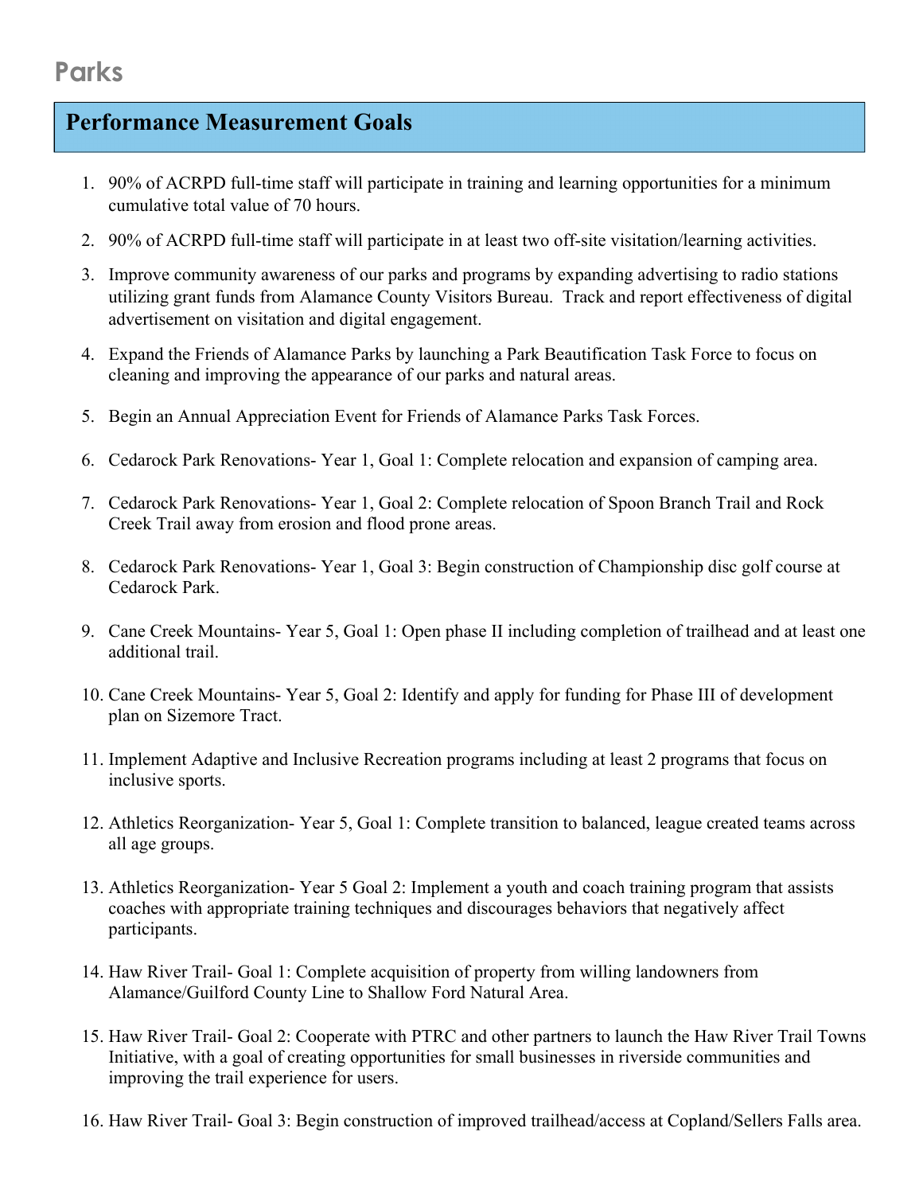# Parks

## Performance Measurement Goals

1. 90% of ACRPD full-time staff will participate in training and learning opportunities for a minimum cumulative total value of 70 hours.
2. 90% of ACRPD full-time staff will participate in at least two off-site visitation/learning activities.
3. Improve community awareness of our parks and programs by expanding advertising to radio stations utilizing grant funds from Alamance County Visitors Bureau. Track and report effectiveness of digital advertisement on visitation and digital engagement.
4. Expand the Friends of Alamance Parks by launching a Park Beautification Task Force to focus on cleaning and improving the appearance of our parks and natural areas.
5. Begin an Annual Appreciation Event for Friends of Alamance Parks Task Forces.
6. Cedarock Park Renovations- Year 1, Goal 1: Complete relocation and expansion of camping area.
7. Cedarock Park Renovations- Year 1, Goal 2: Complete relocation of Spoon Branch Trail and Rock Creek Trail away from erosion and flood prone areas.
8. Cedarock Park Renovations- Year 1, Goal 3: Begin construction of Championship disc golf course at Cedarock Park.
9. Cane Creek Mountains- Year 5, Goal 1: Open phase II including completion of trailhead and at least one additional trail.
10. Cane Creek Mountains- Year 5, Goal 2: Identify and apply for funding for Phase III of development plan on Sizemore Tract.
11. Implement Adaptive and Inclusive Recreation programs including at least 2 programs that focus on inclusive sports.
12. Athletics Reorganization- Year 5, Goal 1: Complete transition to balanced, league created teams across all age groups.
13. Athletics Reorganization- Year 5 Goal 2: Implement a youth and coach training program that assists coaches with appropriate training techniques and discourages behaviors that negatively affect participants.
14. Haw River Trail- Goal 1: Complete acquisition of property from willing landowners from Alamance/Guilford County Line to Shallow Ford Natural Area.
15. Haw River Trail- Goal 2: Cooperate with PTRC and other partners to launch the Haw River Trail Towns Initiative, with a goal of creating opportunities for small businesses in riverside communities and improving the trail experience for users.
16. Haw River Trail- Goal 3: Begin construction of improved trailhead/access at Copland/Sellers Falls area.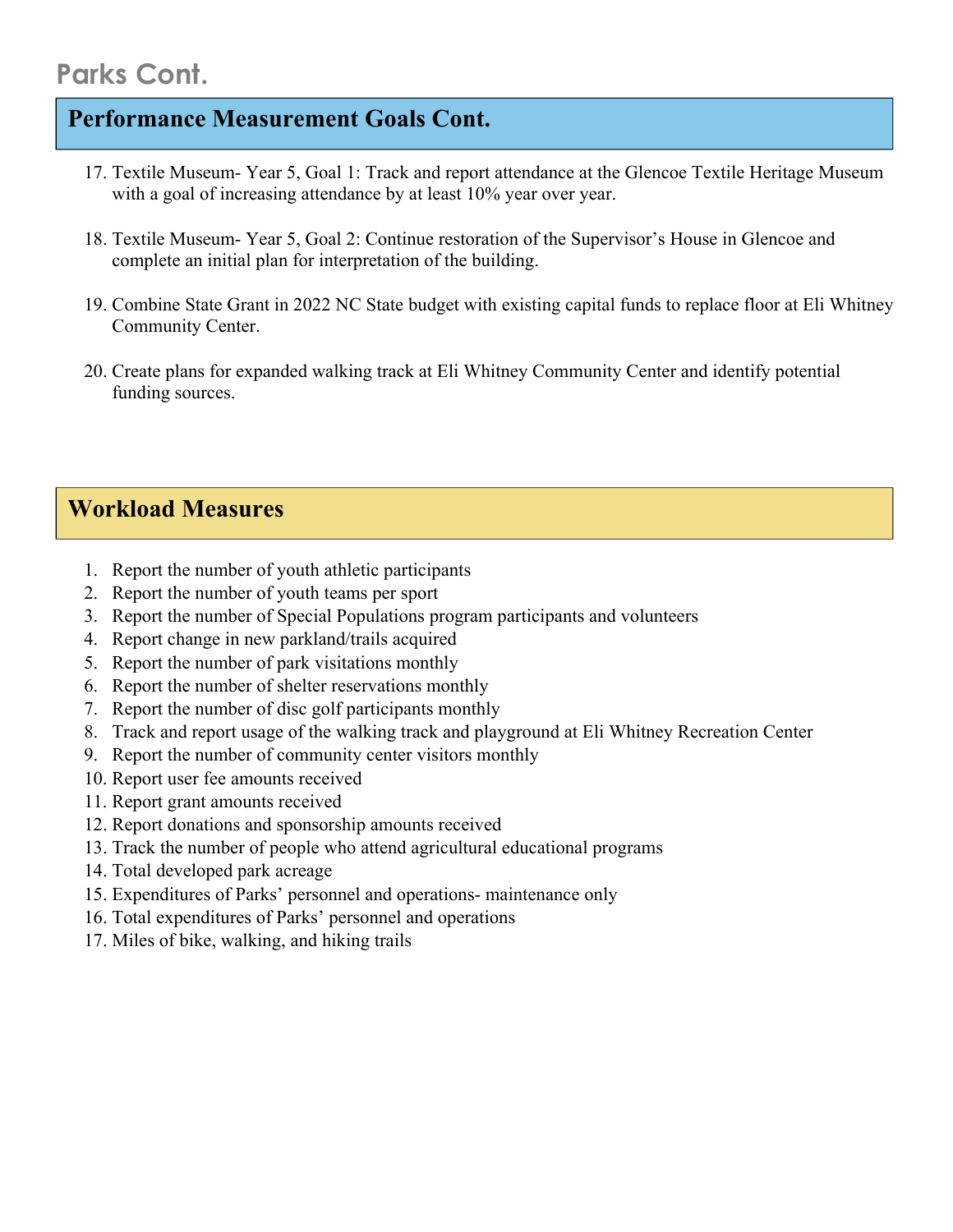# Parks Cont.

## Performance Measurement Goals Cont.

17. Textile Museum- Year 5, Goal 1: Track and report attendance at the Glencoe Textile Heritage Museum with a goal of increasing attendance by at least 10% year over year.

18. Textile Museum- Year 5, Goal 2: Continue restoration of the Supervisor's House in Glencoe and complete an initial plan for interpretation of the building.

19. Combine State Grant in 2022 NC State budget with existing capital funds to replace floor at Eli Whitney Community Center.

20. Create plans for expanded walking track at Eli Whitney Community Center and identify potential funding sources.

## Workload Measures

1. Report the number of youth athletic participants
2. Report the number of youth teams per sport
3. Report the number of Special Populations program participants and volunteers
4. Report change in new parkland/trails acquired
5. Report the number of park visitations monthly
6. Report the number of shelter reservations monthly
7. Report the number of disc golf participants monthly
8. Track and report usage of the walking track and playground at Eli Whitney Recreation Center
9. Report the number of community center visitors monthly
10. Report user fee amounts received
11. Report grant amounts received
12. Report donations and sponsorship amounts received
13. Track the number of people who attend agricultural educational programs
14. Total developed park acreage
15. Expenditures of Parks' personnel and operations- maintenance only
16. Total expenditures of Parks' personnel and operations
17. Miles of bike, walking, and hiking trails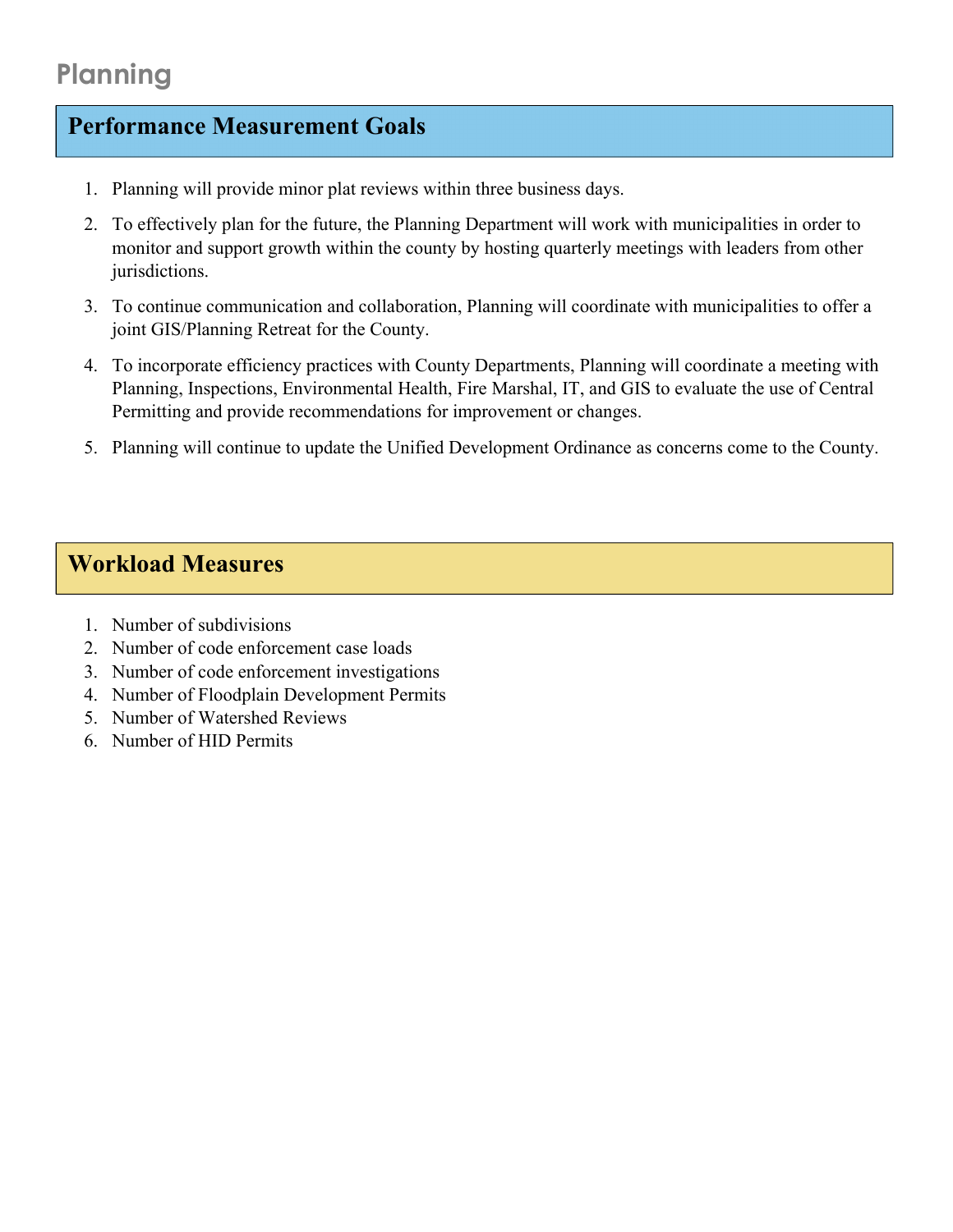# Planning

## Performance Measurement Goals

1. Planning will provide minor plat reviews within three business days.
2. To effectively plan for the future, the Planning Department will work with municipalities in order to monitor and support growth within the county by hosting quarterly meetings with leaders from other jurisdictions.
3. To continue communication and collaboration, Planning will coordinate with municipalities to offer a joint GIS/Planning Retreat for the County.
4. To incorporate efficiency practices with County Departments, Planning will coordinate a meeting with Planning, Inspections, Environmental Health, Fire Marshal, IT, and GIS to evaluate the use of Central Permitting and provide recommendations for improvement or changes.
5. Planning will continue to update the Unified Development Ordinance as concerns come to the County.

## Workload Measures

1. Number of subdivisions
2. Number of code enforcement case loads
3. Number of code enforcement investigations
4. Number of Floodplain Development Permits
5. Number of Watershed Reviews
6. Number of HID Permits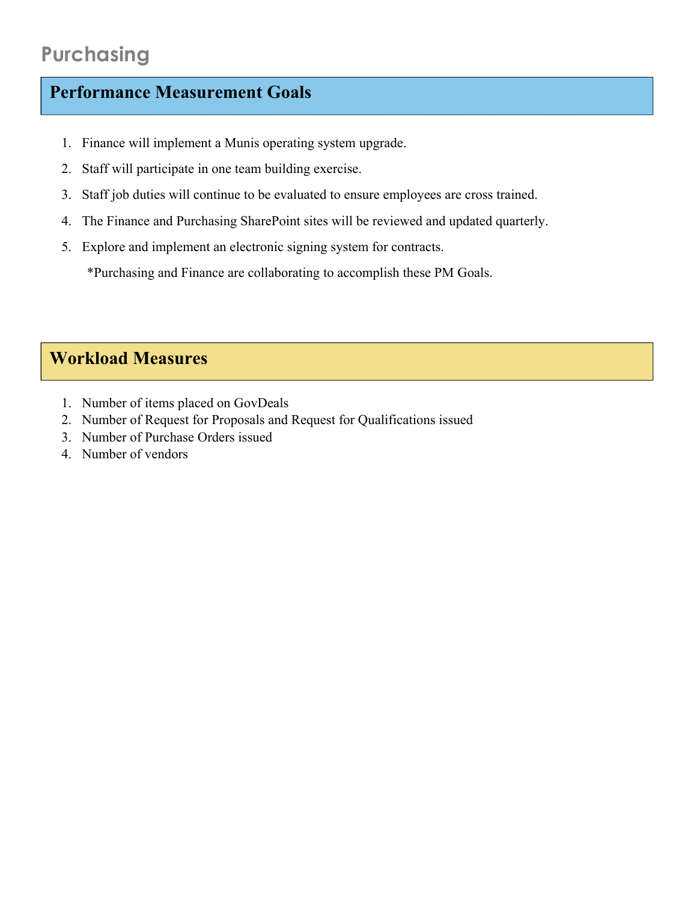# Purchasing

## Performance Measurement Goals

1. Finance will implement a Munis operating system upgrade.
2. Staff will participate in one team building exercise.
3. Staff job duties will continue to be evaluated to ensure employees are cross trained.
4. The Finance and Purchasing SharePoint sites will be reviewed and updated quarterly.
5. Explore and implement an electronic signing system for contracts.

*Purchasing and Finance are collaborating to accomplish these PM Goals.

## Workload Measures

1. Number of items placed on GovDeals
2. Number of Request for Proposals and Request for Qualifications issued
3. Number of Purchase Orders issued
4. Number of vendors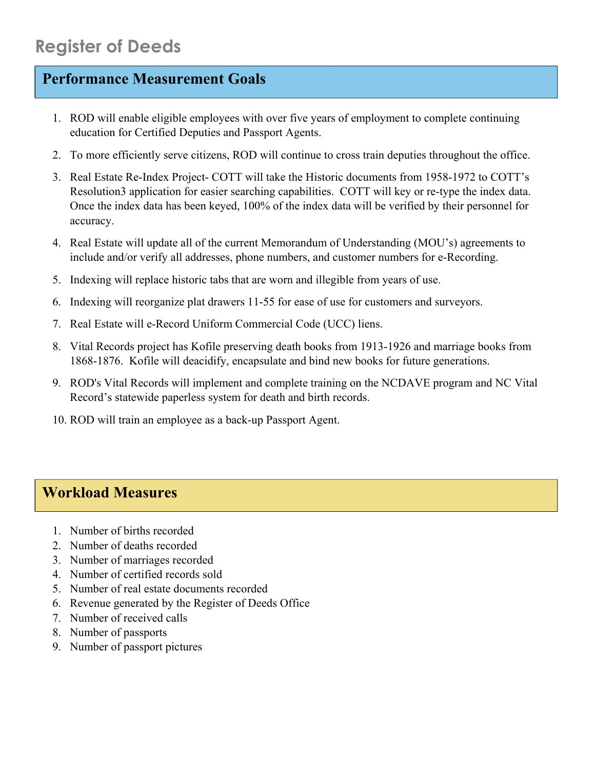# Register of Deeds

## Performance Measurement Goals

1. ROD will enable eligible employees with over five years of employment to complete continuing education for Certified Deputies and Passport Agents.
2. To more efficiently serve citizens, ROD will continue to cross train deputies throughout the office.
3. Real Estate Re-Index Project- COTT will take the Historic documents from 1958-1972 to COTT's Resolution3 application for easier searching capabilities. COTT will key or re-type the index data. Once the index data has been keyed, 100% of the index data will be verified by their personnel for accuracy.
4. Real Estate will update all of the current Memorandum of Understanding (MOU's) agreements to include and/or verify all addresses, phone numbers, and customer numbers for e-Recording.
5. Indexing will replace historic tabs that are worn and illegible from years of use.
6. Indexing will reorganize plat drawers 11-55 for ease of use for customers and surveyors.
7. Real Estate will e-Record Uniform Commercial Code (UCC) liens.
8. Vital Records project has Kofile preserving death books from 1913-1926 and marriage books from 1868-1876. Kofile will deacidify, encapsulate and bind new books for future generations.
9. ROD's Vital Records will implement and complete training on the NCDAVE program and NC Vital Record's statewide paperless system for death and birth records.
10. ROD will train an employee as a back-up Passport Agent.

## Workload Measures

1. Number of births recorded
2. Number of deaths recorded
3. Number of marriages recorded
4. Number of certified records sold
5. Number of real estate documents recorded
6. Revenue generated by the Register of Deeds Office
7. Number of received calls
8. Number of passports
9. Number of passport pictures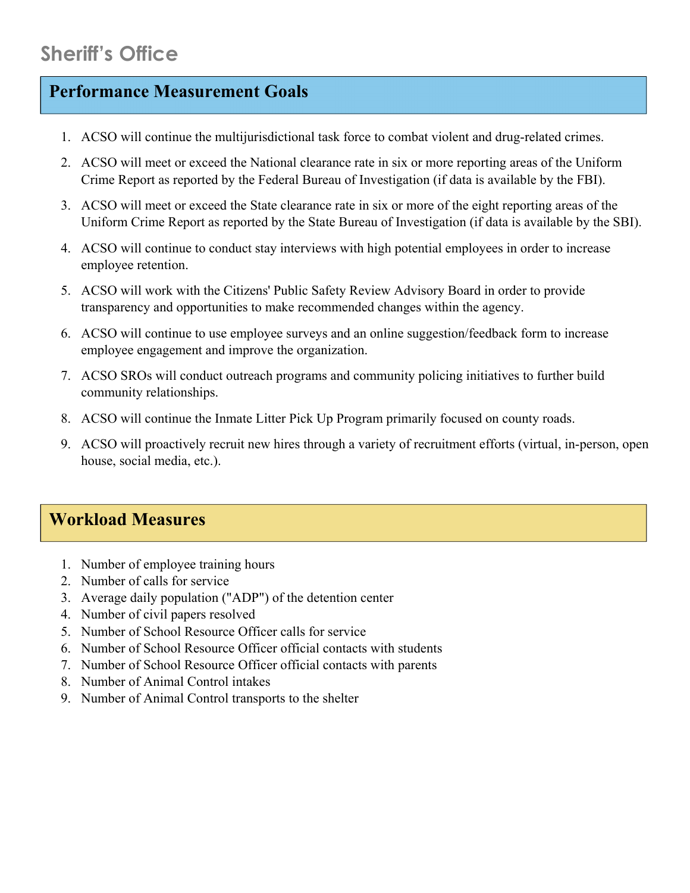# Sheriff's Office

## Performance Measurement Goals

1. ACSO will continue the multijurisdictional task force to combat violent and drug-related crimes.
2. ACSO will meet or exceed the National clearance rate in six or more reporting areas of the Uniform Crime Report as reported by the Federal Bureau of Investigation (if data is available by the FBI).
3. ACSO will meet or exceed the State clearance rate in six or more of the eight reporting areas of the Uniform Crime Report as reported by the State Bureau of Investigation (if data is available by the SBI).
4. ACSO will continue to conduct stay interviews with high potential employees in order to increase employee retention.
5. ACSO will work with the Citizens' Public Safety Review Advisory Board in order to provide transparency and opportunities to make recommended changes within the agency.
6. ACSO will continue to use employee surveys and an online suggestion/feedback form to increase employee engagement and improve the organization.
7. ACSO SROs will conduct outreach programs and community policing initiatives to further build community relationships.
8. ACSO will continue the Inmate Litter Pick Up Program primarily focused on county roads.
9. ACSO will proactively recruit new hires through a variety of recruitment efforts (virtual, in-person, open house, social media, etc.).

## Workload Measures

1. Number of employee training hours
2. Number of calls for service
3. Average daily population ("ADP") of the detention center
4. Number of civil papers resolved
5. Number of School Resource Officer calls for service
6. Number of School Resource Officer official contacts with students
7. Number of School Resource Officer official contacts with parents
8. Number of Animal Control intakes
9. Number of Animal Control transports to the shelter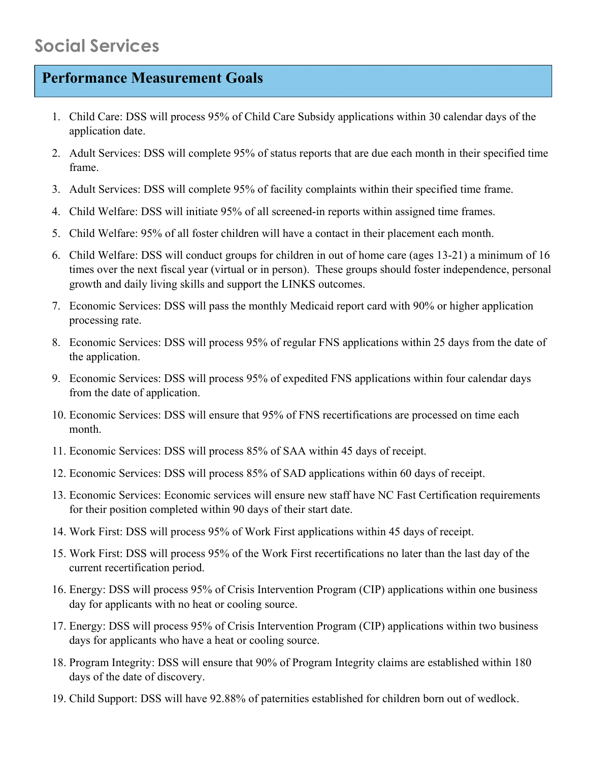# Social Services

## Performance Measurement Goals

1. Child Care: DSS will process 95% of Child Care Subsidy applications within 30 calendar days of the application date.
2. Adult Services: DSS will complete 95% of status reports that are due each month in their specified time frame.
3. Adult Services: DSS will complete 95% of facility complaints within their specified time frame.
4. Child Welfare: DSS will initiate 95% of all screened-in reports within assigned time frames.
5. Child Welfare: 95% of all foster children will have a contact in their placement each month.
6. Child Welfare: DSS will conduct groups for children in out of home care (ages 13-21) a minimum of 16 times over the next fiscal year (virtual or in person). These groups should foster independence, personal growth and daily living skills and support the LINKS outcomes.
7. Economic Services: DSS will pass the monthly Medicaid report card with 90% or higher application processing rate.
8. Economic Services: DSS will process 95% of regular FNS applications within 25 days from the date of the application.
9. Economic Services: DSS will process 95% of expedited FNS applications within four calendar days from the date of application.
10. Economic Services: DSS will ensure that 95% of FNS recertifications are processed on time each month.
11. Economic Services: DSS will process 85% of SAA within 45 days of receipt.
12. Economic Services: DSS will process 85% of SAD applications within 60 days of receipt.
13. Economic Services: Economic services will ensure new staff have NC Fast Certification requirements for their position completed within 90 days of their start date.
14. Work First: DSS will process 95% of Work First applications within 45 days of receipt.
15. Work First: DSS will process 95% of the Work First recertifications no later than the last day of the current recertification period.
16. Energy: DSS will process 95% of Crisis Intervention Program (CIP) applications within one business day for applicants with no heat or cooling source.
17. Energy: DSS will process 95% of Crisis Intervention Program (CIP) applications within two business days for applicants who have a heat or cooling source.
18. Program Integrity: DSS will ensure that 90% of Program Integrity claims are established within 180 days of the date of discovery.
19. Child Support: DSS will have 92.88% of paternities established for children born out of wedlock.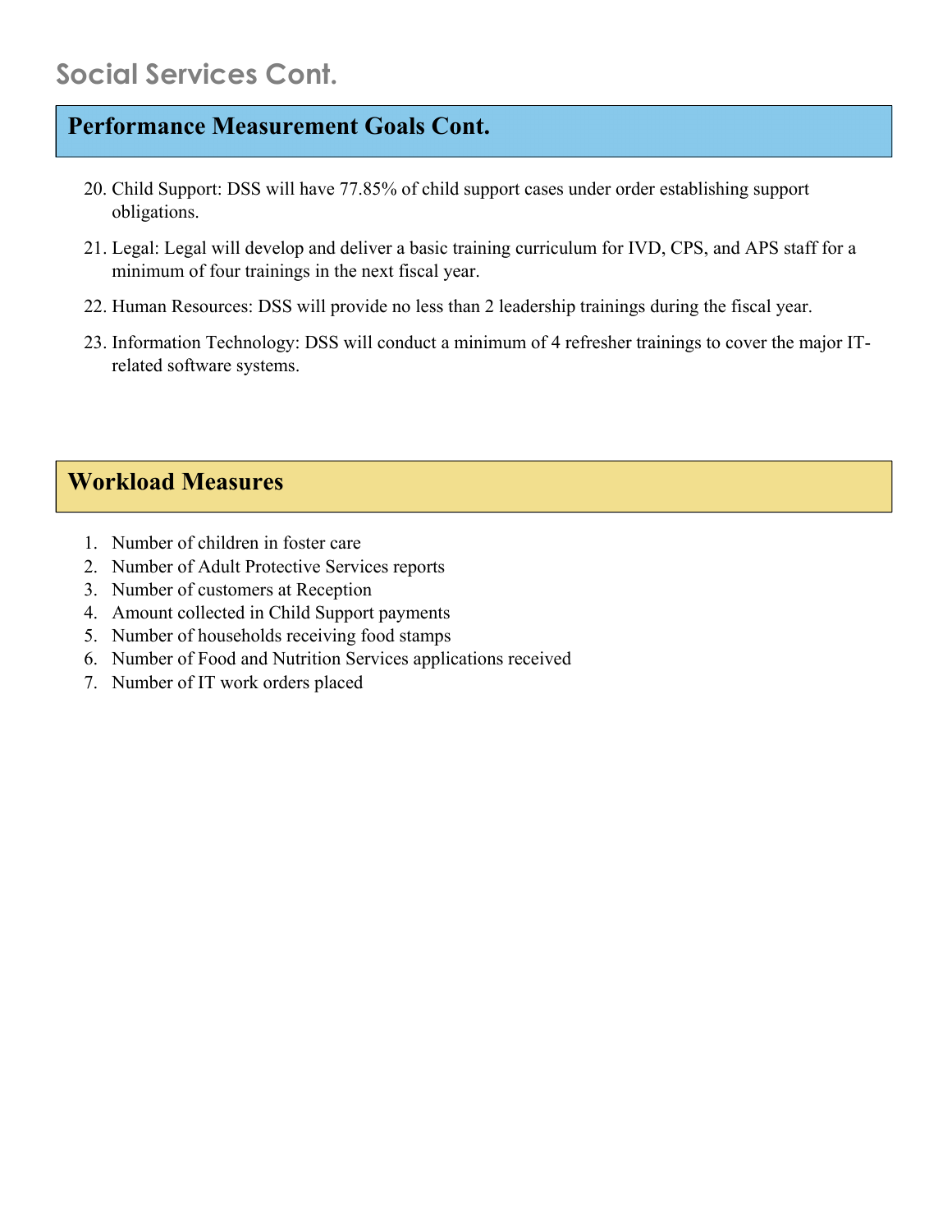# Social Services Cont.

## Performance Measurement Goals Cont.

20. Child Support: DSS will have 77.85% of child support cases under order establishing support obligations.
21. Legal: Legal will develop and deliver a basic training curriculum for IVD, CPS, and APS staff for a minimum of four trainings in the next fiscal year.
22. Human Resources: DSS will provide no less than 2 leadership trainings during the fiscal year.
23. Information Technology: DSS will conduct a minimum of 4 refresher trainings to cover the major IT-related software systems.

## Workload Measures

1. Number of children in foster care
2. Number of Adult Protective Services reports
3. Number of customers at Reception
4. Amount collected in Child Support payments
5. Number of households receiving food stamps
6. Number of Food and Nutrition Services applications received
7. Number of IT work orders placed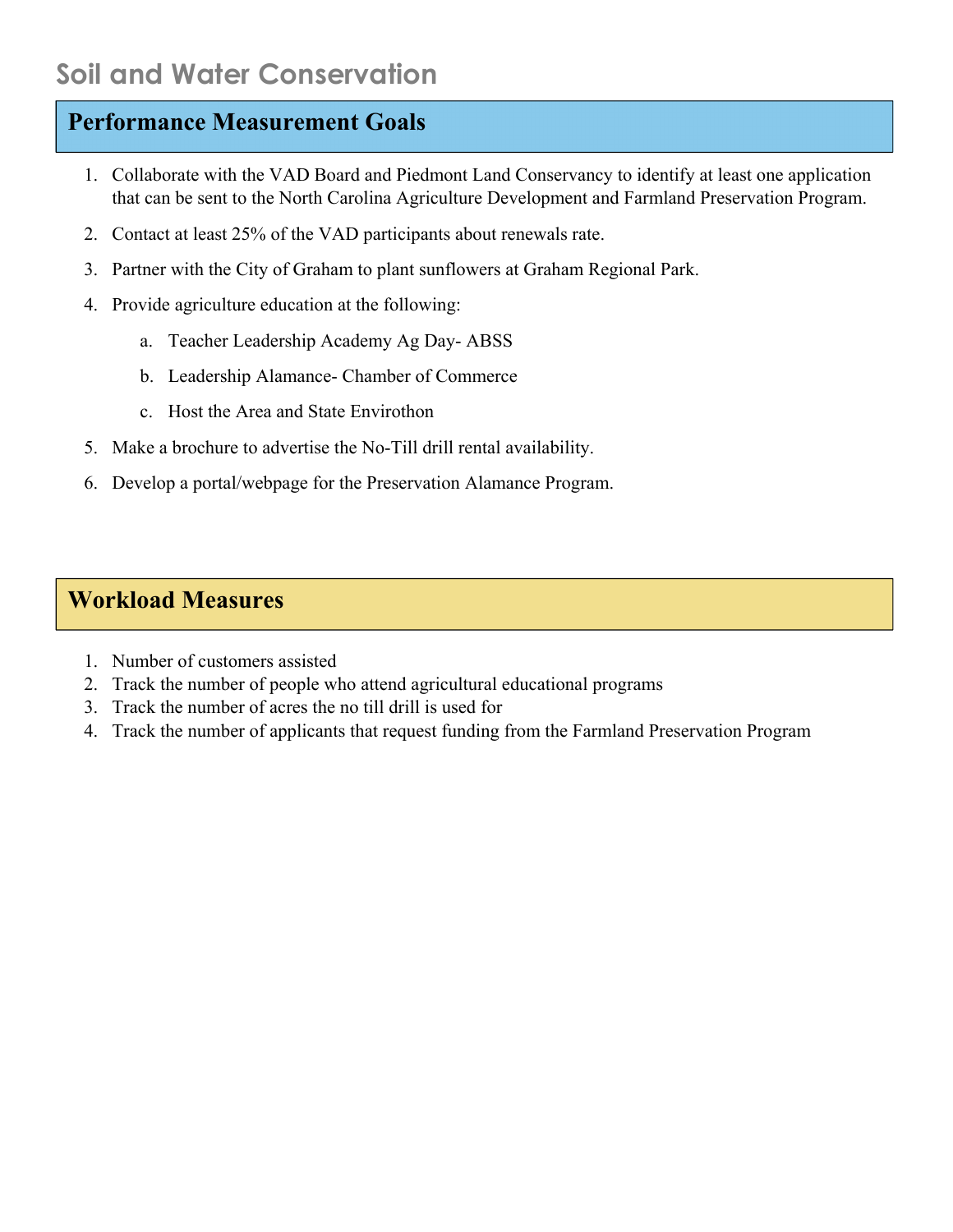# Soil and Water Conservation

## Performance Measurement Goals

1. Collaborate with the VAD Board and Piedmont Land Conservancy to identify at least one application that can be sent to the North Carolina Agriculture Development and Farmland Preservation Program.
2. Contact at least 25% of the VAD participants about renewals rate.
3. Partner with the City of Graham to plant sunflowers at Graham Regional Park.
4. Provide agriculture education at the following:
   a. Teacher Leadership Academy Ag Day- ABSS
   b. Leadership Alamance- Chamber of Commerce
   c. Host the Area and State Envirothon
5. Make a brochure to advertise the No-Till drill rental availability.
6. Develop a portal/webpage for the Preservation Alamance Program.

## Workload Measures

1. Number of customers assisted
2. Track the number of people who attend agricultural educational programs
3. Track the number of acres the no till drill is used for
4. Track the number of applicants that request funding from the Farmland Preservation Program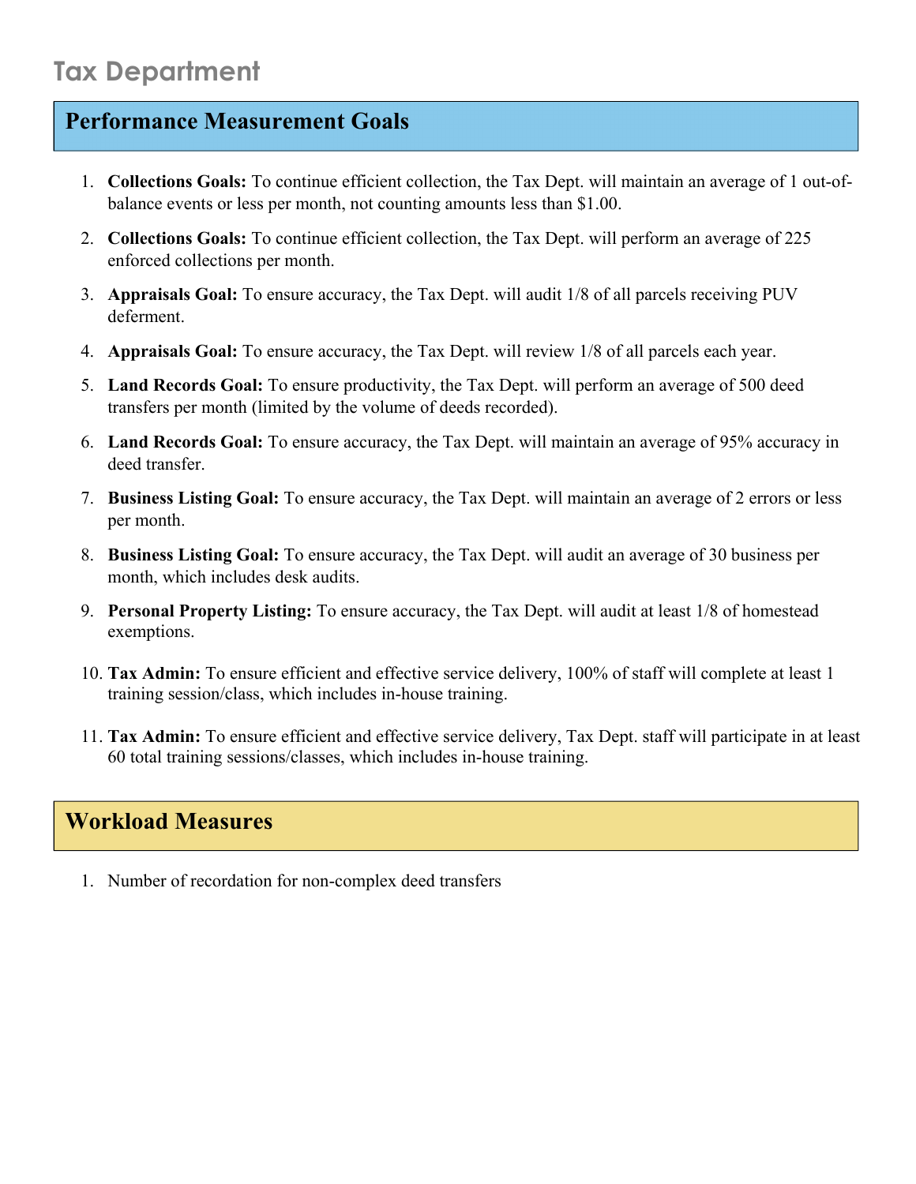# Tax Department

## Performance Measurement Goals

1. **Collections Goals:** To continue efficient collection, the Tax Dept. will maintain an average of 1 out-of-balance events or less per month, not counting amounts less than $1.00.
2. **Collections Goals:** To continue efficient collection, the Tax Dept. will perform an average of 225 enforced collections per month.
3. **Appraisals Goal:** To ensure accuracy, the Tax Dept. will audit 1/8 of all parcels receiving PUV deferment.
4. **Appraisals Goal:** To ensure accuracy, the Tax Dept. will review 1/8 of all parcels each year.
5. **Land Records Goal:** To ensure productivity, the Tax Dept. will perform an average of 500 deed transfers per month (limited by the volume of deeds recorded).
6. **Land Records Goal:** To ensure accuracy, the Tax Dept. will maintain an average of 95% accuracy in deed transfer.
7. **Business Listing Goal:** To ensure accuracy, the Tax Dept. will maintain an average of 2 errors or less per month.
8. **Business Listing Goal:** To ensure accuracy, the Tax Dept. will audit an average of 30 business per month, which includes desk audits.
9. **Personal Property Listing:** To ensure accuracy, the Tax Dept. will audit at least 1/8 of homestead exemptions.
10. **Tax Admin:** To ensure efficient and effective service delivery, 100% of staff will complete at least 1 training session/class, which includes in-house training.
11. **Tax Admin:** To ensure efficient and effective service delivery, Tax Dept. staff will participate in at least 60 total training sessions/classes, which includes in-house training.

## Workload Measures

1. Number of recordation for non-complex deed transfers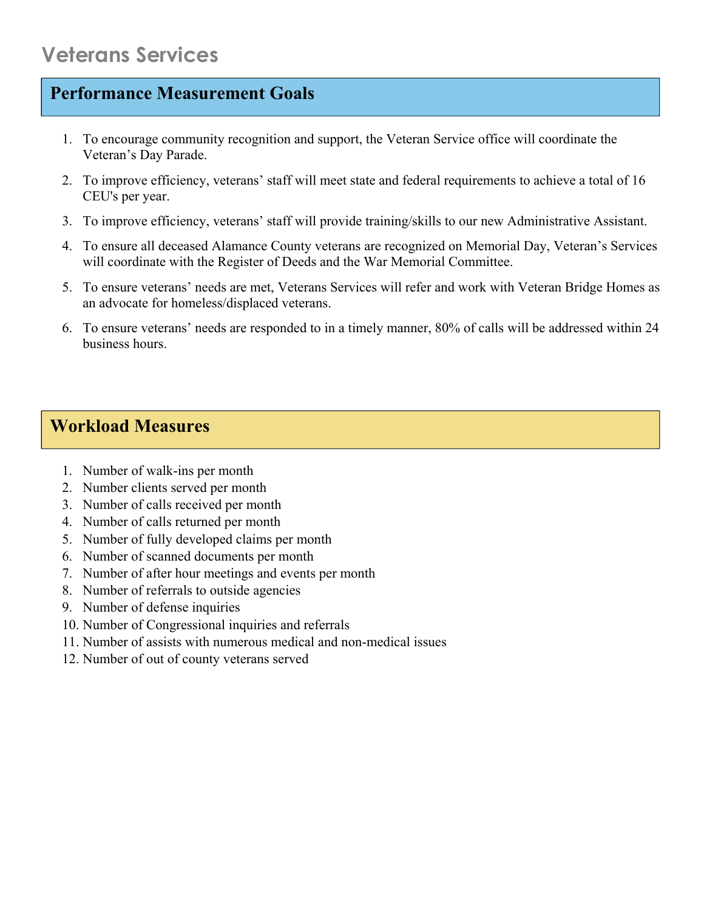# Veterans Services

## Performance Measurement Goals

1. To encourage community recognition and support, the Veteran Service office will coordinate the Veteran's Day Parade.
2. To improve efficiency, veterans' staff will meet state and federal requirements to achieve a total of 16 CEU's per year.
3. To improve efficiency, veterans' staff will provide training/skills to our new Administrative Assistant.
4. To ensure all deceased Alamance County veterans are recognized on Memorial Day, Veteran's Services will coordinate with the Register of Deeds and the War Memorial Committee.
5. To ensure veterans' needs are met, Veterans Services will refer and work with Veteran Bridge Homes as an advocate for homeless/displaced veterans.
6. To ensure veterans' needs are responded to in a timely manner, 80% of calls will be addressed within 24 business hours.

## Workload Measures

1. Number of walk-ins per month
2. Number clients served per month
3. Number of calls received per month
4. Number of calls returned per month
5. Number of fully developed claims per month
6. Number of scanned documents per month
7. Number of after hour meetings and events per month
8. Number of referrals to outside agencies
9. Number of defense inquiries
10. Number of Congressional inquiries and referrals
11. Number of assists with numerous medical and non-medical issues
12. Number of out of county veterans served